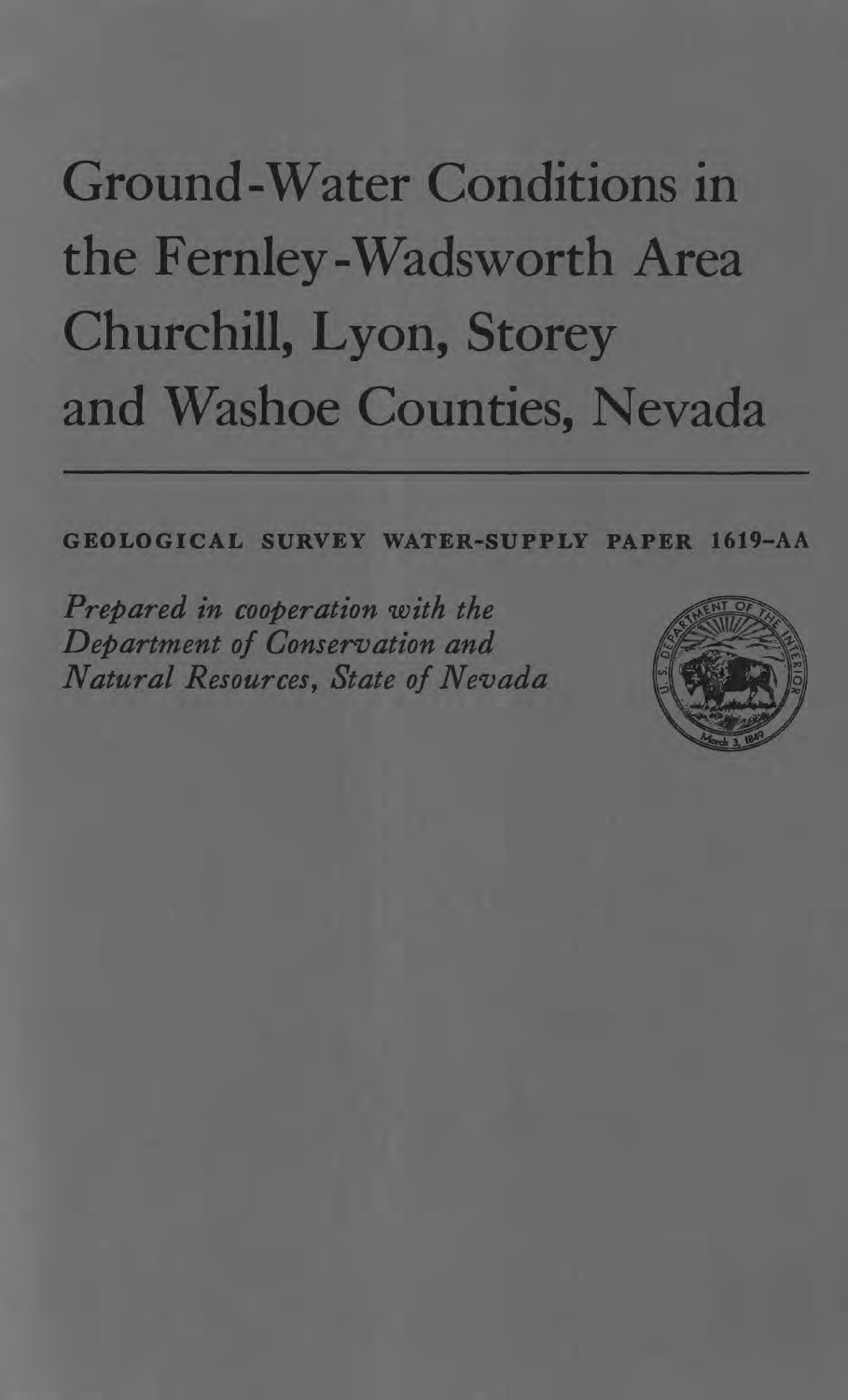# Ground-Water Conditions in the Fernley-Wadsworth Area Churchill, Lyon, Storey and Washoe Counties, Nevada

GEOLOGICAL SURVEY WATER-SUPPLY PAPER 1619-AA

*Prepared in cooperation with the Department of Conservation and Natural Resources, State of Nevada*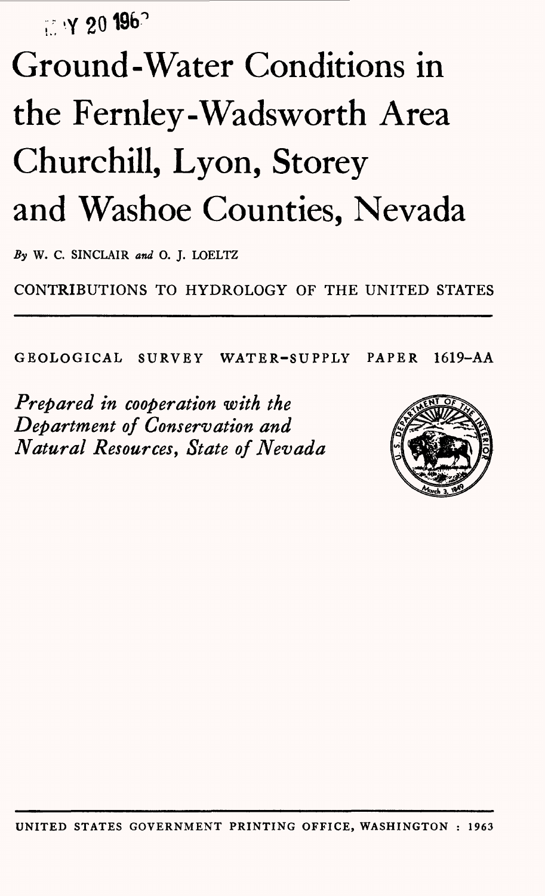# Ground-Water Conditions in the Fernley-Wadsworth Area Churchill, Lyon, Storey and Washoe Counties, Nevada

*By* W. C. SINCLAIR *and* O. J. LOELTZ

CONTRIBUTIONS TO HYDROLOGY OF THE UNITED STATES

---

GEOLOGICAL SURVEY WATER-SUPPLY PAPER 1619-AA

*Prepared in cooperation with the Department of Conservation and Natural Resources, State of Nevada*

---

UNITED STATES GOVERNMENT PRINTING OFFICE, WASHINGTON : 1963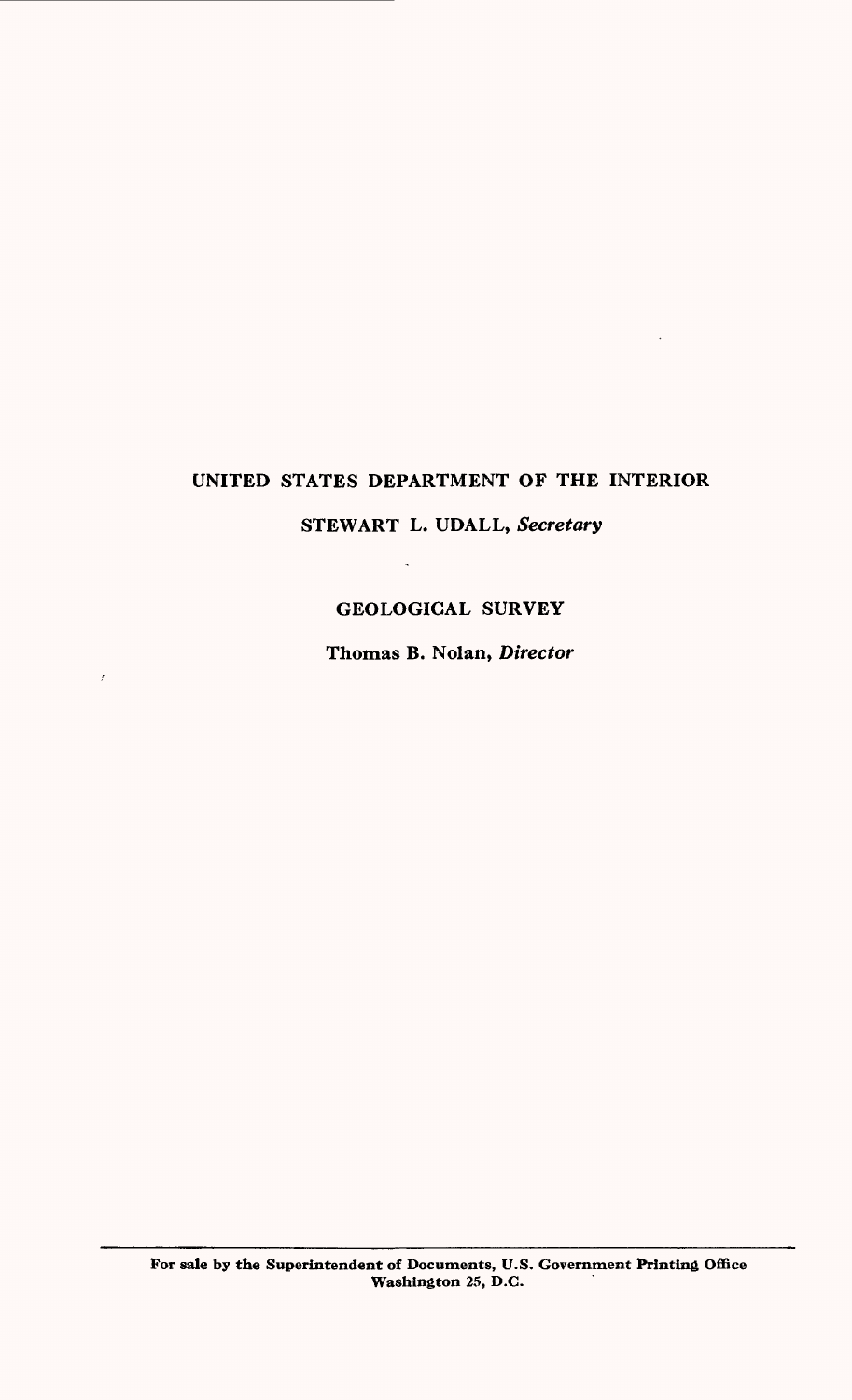UNITED STATES DEPARTMENT OF THE INTERIOR

STEWART L. UDALL, *Secretary*

GEOLOGICAL SURVEY

Thomas B. Nolan, *Director*

For sale by the Superintendent of Documents, U.S. Government Printing Office
Washington 25, D.C.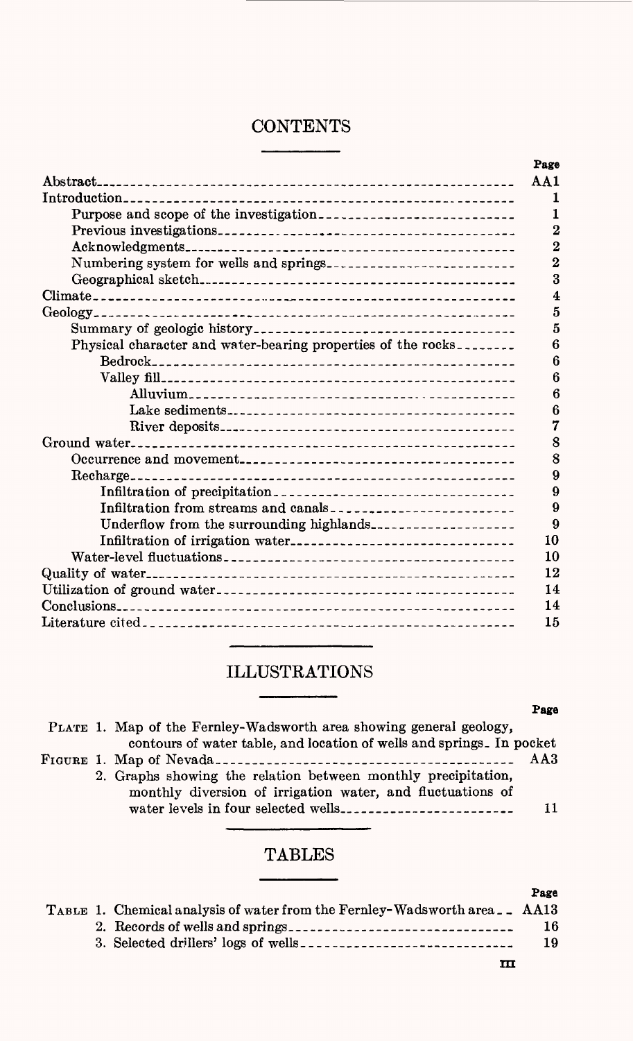# CONTENTS

| | Page |
|---|---|
| Abstract | AA1 |
| Introduction | 1 |
| Purpose and scope of the investigation | 1 |
| Previous investigations | 2 |
| Acknowledgments | 2 |
| Numbering system for wells and springs | 2 |
| Geographical sketch | 3 |
| Climate | 4 |
| Geology | 5 |
| Summary of geologic history | 5 |
| Physical character and water-bearing properties of the rocks | 6 |
| Bedrock | 6 |
| Valley fill | 6 |
| Alluvium | 6 |
| Lake sediments | 6 |
| River deposits | 7 |
| Ground water | 8 |
| Occurrence and movement | 8 |
| Recharge | 9 |
| Infiltration of precipitation | 9 |
| Infiltration from streams and canals | 9 |
| Underflow from the surrounding highlands | 9 |
| Infiltration of irrigation water | 10 |
| Water-level fluctuations | 10 |
| Quality of water | 12 |
| Utilization of ground water | 14 |
| Conclusions | 14 |
| Literature cited | 15 |

# ILLUSTRATIONS

| | Page |
|---|---|
| PLATE 1. Map of the Fernley-Wadsworth area showing general geology, contours of water table, and location of wells and springs | In pocket |
| FIGURE 1. Map of Nevada | AA3 |
| 2. Graphs showing the relation between monthly precipitation, monthly diversion of irrigation water, and fluctuations of water levels in four selected wells | 11 |

# TABLES

| | Page |
|---|---|
| TABLE 1. Chemical analysis of water from the Fernley-Wadsworth area | AA13 |
| 2. Records of wells and springs | 16 |
| 3. Selected drillers' logs of wells | 19 |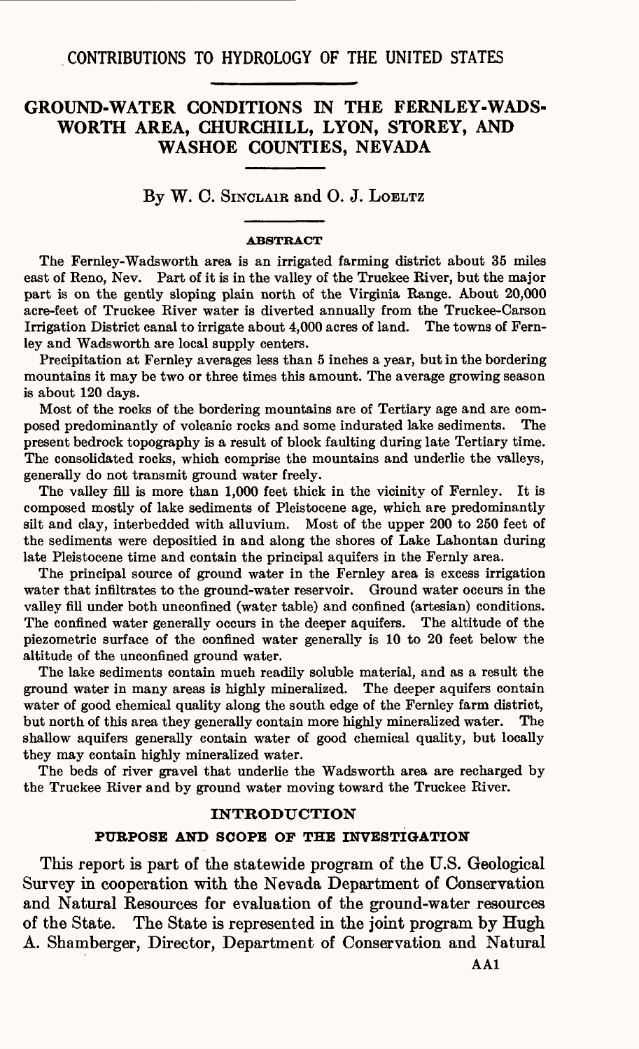# CONTRIBUTIONS TO HYDROLOGY OF THE UNITED STATES

## GROUND-WATER CONDITIONS IN THE FERNLEY-WADSWORTH AREA, CHURCHILL, LYON, STOREY, AND WASHOE COUNTIES, NEVADA

By W. C. Sinclair and O. J. Loeltz

### ABSTRACT

The Fernley-Wadsworth area is an irrigated farming district about 35 miles east of Reno, Nev. Part of it is in the valley of the Truckee River, but the major part is on the gently sloping plain north of the Virginia Range. About 20,000 acre-feet of Truckee River water is diverted annually from the Truckee-Carson Irrigation District canal to irrigate about 4,000 acres of land. The towns of Fernley and Wadsworth are local supply centers.

Precipitation at Fernley averages less than 5 inches a year, but in the bordering mountains it may be two or three times this amount. The average growing season is about 120 days.

Most of the rocks of the bordering mountains are of Tertiary age and are composed predominantly of volcanic rocks and some indurated lake sediments. The present bedrock topography is a result of block faulting during late Tertiary time. The consolidated rocks, which comprise the mountains and underlie the valleys, generally do not transmit ground water freely.

The valley fill is more than 1,000 feet thick in the vicinity of Fernley. It is composed mostly of lake sediments of Pleistocene age, which are predominantly silt and clay, interbedded with alluvium. Most of the upper 200 to 250 feet of the sediments were depositied in and along the shores of Lake Lahontan during late Pleistocene time and contain the principal aquifers in the Fernly area.

The principal source of ground water in the Fernley area is excess irrigation water that infiltrates to the ground-water reservoir. Ground water occurs in the valley fill under both unconfined (water table) and confined (artesian) conditions. The confined water generally occurs in the deeper aquifers. The altitude of the piezometric surface of the confined water generally is 10 to 20 feet below the altitude of the unconfined ground water.

The lake sediments contain much readily soluble material, and as a result the ground water in many areas is highly mineralized. The deeper aquifers contain water of good chemical quality along the south edge of the Fernley farm district, but north of this area they generally contain more highly mineralized water. The shallow aquifers generally contain water of good chemical quality, but locally they may contain highly mineralized water.

The beds of river gravel that underlie the Wadsworth area are recharged by the Truckee River and by ground water moving toward the Truckee River.

### INTRODUCTION

#### PURPOSE AND SCOPE OF THE INVESTIGATION

This report is part of the statewide program of the U.S. Geological Survey in cooperation with the Nevada Department of Conservation and Natural Resources for evaluation of the ground-water resources of the State. The State is represented in the joint program by Hugh A. Shamberger, Director, Department of Conservation and Natural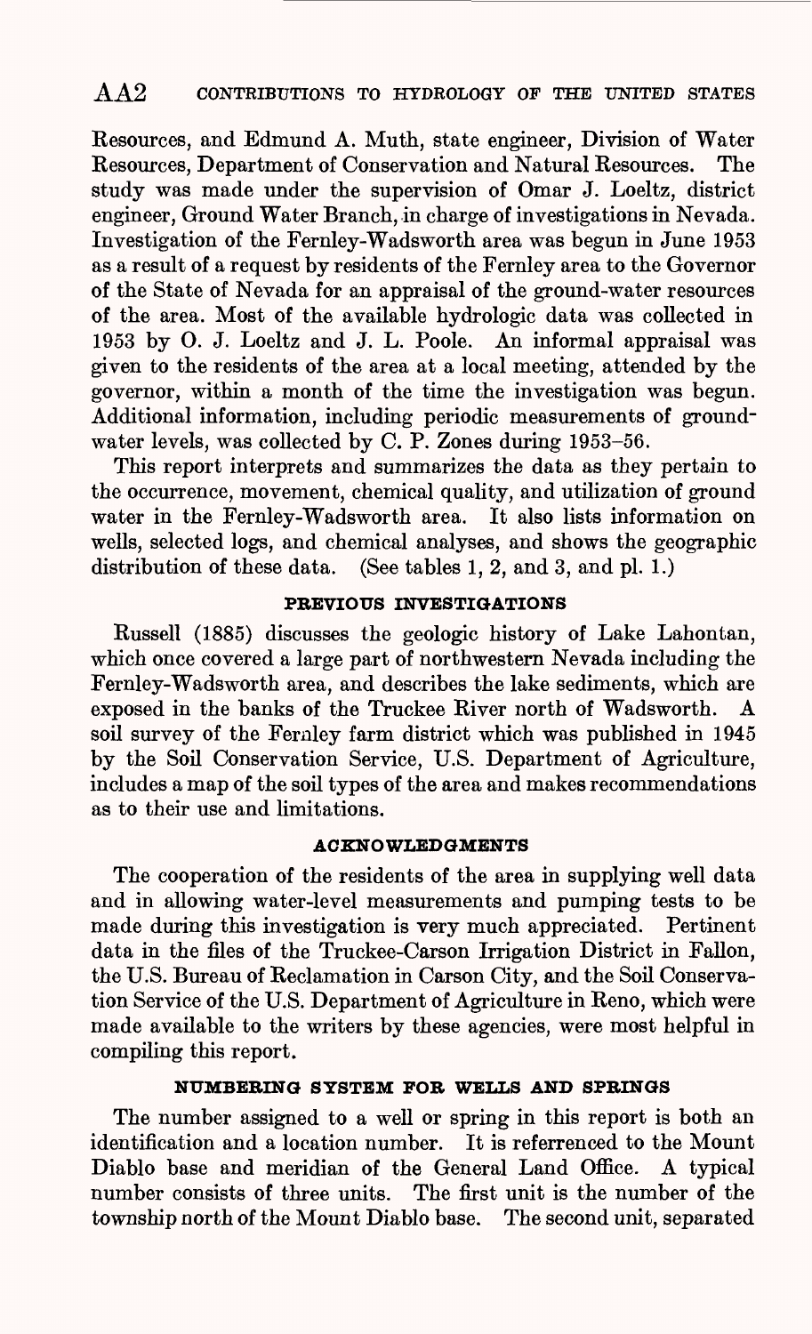Resources, and Edmund A. Muth, state engineer, Division of Water Resources, Department of Conservation and Natural Resources. The study was made under the supervision of Omar J. Loeltz, district engineer, Ground Water Branch, in charge of investigations in Nevada. Investigation of the Fernley-Wadsworth area was begun in June 1953 as a result of a request by residents of the Fernley area to the Governor of the State of Nevada for an appraisal of the ground-water resources of the area. Most of the available hydrologic data was collected in 1953 by O. J. Loeltz and J. L. Poole. An informal appraisal was given to the residents of the area at a local meeting, attended by the governor, within a month of the time the investigation was begun. Additional information, including periodic measurements of ground-water levels, was collected by C. P. Zones during 1953–56.

This report interprets and summarizes the data as they pertain to the occurrence, movement, chemical quality, and utilization of ground water in the Fernley-Wadsworth area. It also lists information on wells, selected logs, and chemical analyses, and shows the geographic distribution of these data. (See tables 1, 2, and 3, and pl. 1.)

## PREVIOUS INVESTIGATIONS

Russell (1885) discusses the geologic history of Lake Lahontan, which once covered a large part of northwestern Nevada including the Fernley-Wadsworth area, and describes the lake sediments, which are exposed in the banks of the Truckee River north of Wadsworth. A soil survey of the Fernley farm district which was published in 1945 by the Soil Conservation Service, U.S. Department of Agriculture, includes a map of the soil types of the area and makes recommendations as to their use and limitations.

## ACKNOWLEDGMENTS

The cooperation of the residents of the area in supplying well data and in allowing water-level measurements and pumping tests to be made during this investigation is very much appreciated. Pertinent data in the files of the Truckee-Carson Irrigation District in Fallon, the U.S. Bureau of Reclamation in Carson City, and the Soil Conservation Service of the U.S. Department of Agriculture in Reno, which were made available to the writers by these agencies, were most helpful in compiling this report.

## NUMBERING SYSTEM FOR WELLS AND SPRINGS

The number assigned to a well or spring in this report is both an identification and a location number. It is referrenced to the Mount Diablo base and meridian of the General Land Office. A typical number consists of three units. The first unit is the number of the township north of the Mount Diablo base. The second unit, separated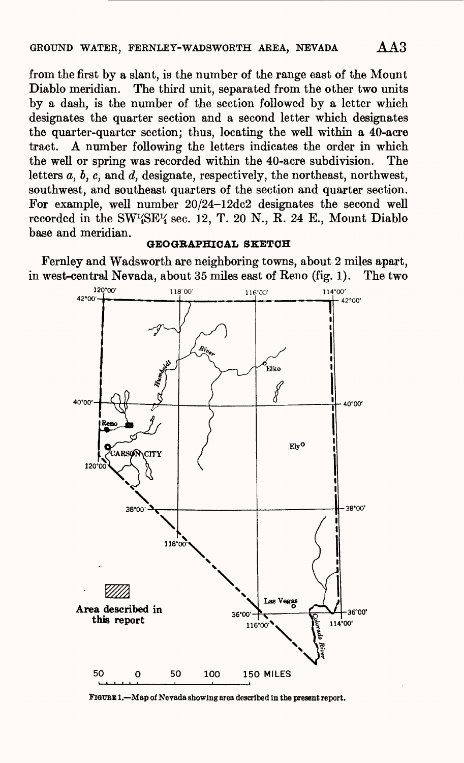from the first by a slant, is the number of the range east of the Mount Diablo meridian. The third unit, separated from the other two units by a dash, is the number of the section followed by a letter which designates the quarter section and a second letter which designates the quarter-quarter section; thus, locating the well within a 40-acre tract. A number following the letters indicates the order in which the well or spring was recorded within the 40-acre subdivision. The letters *a*, *b*, *c*, and *d*, designate, respectively, the northeast, northwest, southwest, and southeast quarters of the section and quarter section. For example, well number 20/24–12dc2 designates the second well recorded in the SW¼SE¼ sec. 12, T. 20 N., R. 24 E., Mount Diablo base and meridian.

## GEOGRAPHICAL SKETCH

Fernley and Wadsworth are neighboring towns, about 2 miles apart, in west-central Nevada, about 35 miles east of Reno (fig. 1). The two

FIGURE 1.—Map of Nevada showing area described in the present report.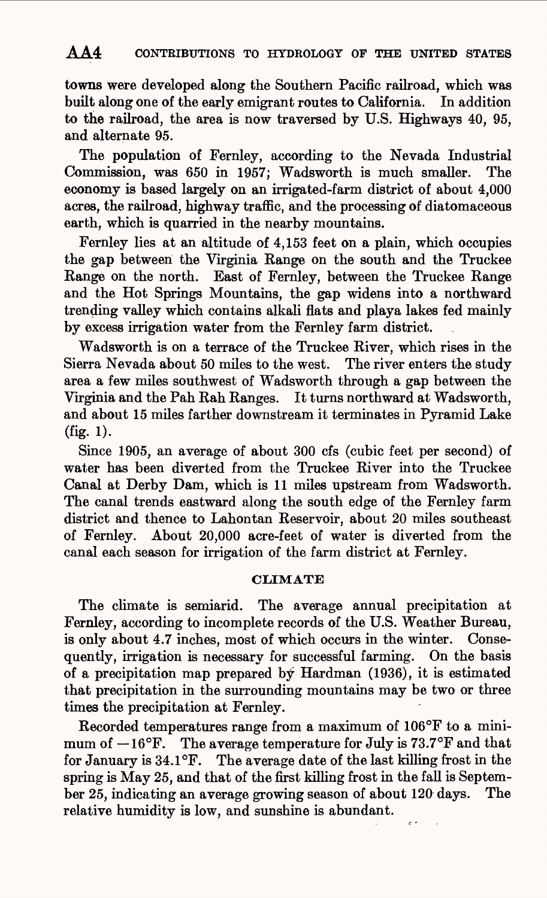towns were developed along the Southern Pacific railroad, which was built along one of the early emigrant routes to California. In addition to the railroad, the area is now traversed by U.S. Highways 40, 95, and alternate 95.

The population of Fernley, according to the Nevada Industrial Commission, was 650 in 1957; Wadsworth is much smaller. The economy is based largely on an irrigated-farm district of about 4,000 acres, the railroad, highway traffic, and the processing of diatomaceous earth, which is quarried in the nearby mountains.

Fernley lies at an altitude of 4,153 feet on a plain, which occupies the gap between the Virginia Range on the south and the Truckee Range on the north. East of Fernley, between the Truckee Range and the Hot Springs Mountains, the gap widens into a northward trending valley which contains alkali flats and playa lakes fed mainly by excess irrigation water from the Fernley farm district.

Wadsworth is on a terrace of the Truckee River, which rises in the Sierra Nevada about 50 miles to the west. The river enters the study area a few miles southwest of Wadsworth through a gap between the Virginia and the Pah Rah Ranges. It turns northward at Wadsworth, and about 15 miles farther downstream it terminates in Pyramid Lake (fig. 1).

Since 1905, an average of about 300 cfs (cubic feet per second) of water has been diverted from the Truckee River into the Truckee Canal at Derby Dam, which is 11 miles upstream from Wadsworth. The canal trends eastward along the south edge of the Fernley farm district and thence to Lahontan Reservoir, about 20 miles southeast of Fernley. About 20,000 acre-feet of water is diverted from the canal each season for irrigation of the farm district at Fernley.

## CLIMATE

The climate is semiarid. The average annual precipitation at Fernley, according to incomplete records of the U.S. Weather Bureau, is only about 4.7 inches, most of which occurs in the winter. Consequently, irrigation is necessary for successful farming. On the basis of a precipitation map prepared by Hardman (1936), it is estimated that precipitation in the surrounding mountains may be two or three times the precipitation at Fernley.

Recorded temperatures range from a maximum of 106°F to a minimum of −16°F. The average temperature for July is 73.7°F and that for January is 34.1°F. The average date of the last killing frost in the spring is May 25, and that of the first killing frost in the fall is September 25, indicating an average growing season of about 120 days. The relative humidity is low, and sunshine is abundant.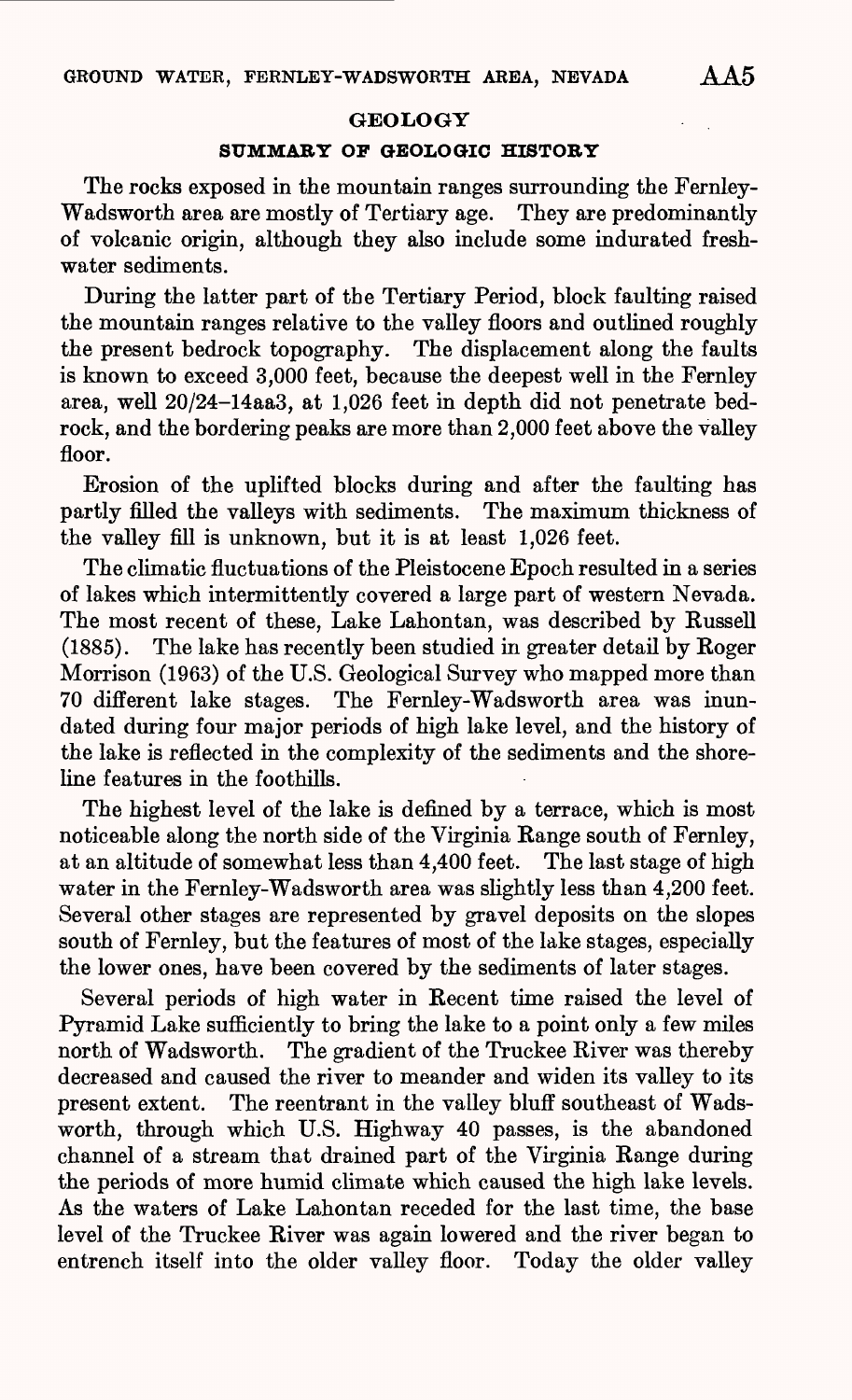## GEOLOGY

### SUMMARY OF GEOLOGIC HISTORY

The rocks exposed in the mountain ranges surrounding the Fernley-Wadsworth area are mostly of Tertiary age. They are predominantly of volcanic origin, although they also include some indurated freshwater sediments.

During the latter part of the Tertiary Period, block faulting raised the mountain ranges relative to the valley floors and outlined roughly the present bedrock topography. The displacement along the faults is known to exceed 3,000 feet, because the deepest well in the Fernley area, well 20/24–14aa3, at 1,026 feet in depth did not penetrate bedrock, and the bordering peaks are more than 2,000 feet above the valley floor.

Erosion of the uplifted blocks during and after the faulting has partly filled the valleys with sediments. The maximum thickness of the valley fill is unknown, but it is at least 1,026 feet.

The climatic fluctuations of the Pleistocene Epoch resulted in a series of lakes which intermittently covered a large part of western Nevada. The most recent of these, Lake Lahontan, was described by Russell (1885). The lake has recently been studied in greater detail by Roger Morrison (1963) of the U.S. Geological Survey who mapped more than 70 different lake stages. The Fernley-Wadsworth area was inundated during four major periods of high lake level, and the history of the lake is reflected in the complexity of the sediments and the shoreline features in the foothills.

The highest level of the lake is defined by a terrace, which is most noticeable along the north side of the Virginia Range south of Fernley, at an altitude of somewhat less than 4,400 feet. The last stage of high water in the Fernley-Wadsworth area was slightly less than 4,200 feet. Several other stages are represented by gravel deposits on the slopes south of Fernley, but the features of most of the lake stages, especially the lower ones, have been covered by the sediments of later stages.

Several periods of high water in Recent time raised the level of Pyramid Lake sufficiently to bring the lake to a point only a few miles north of Wadsworth. The gradient of the Truckee River was thereby decreased and caused the river to meander and widen its valley to its present extent. The reentrant in the valley bluff southeast of Wadsworth, through which U.S. Highway 40 passes, is the abandoned channel of a stream that drained part of the Virginia Range during the periods of more humid climate which caused the high lake levels. As the waters of Lake Lahontan receded for the last time, the base level of the Truckee River was again lowered and the river began to entrench itself into the older valley floor. Today the older valley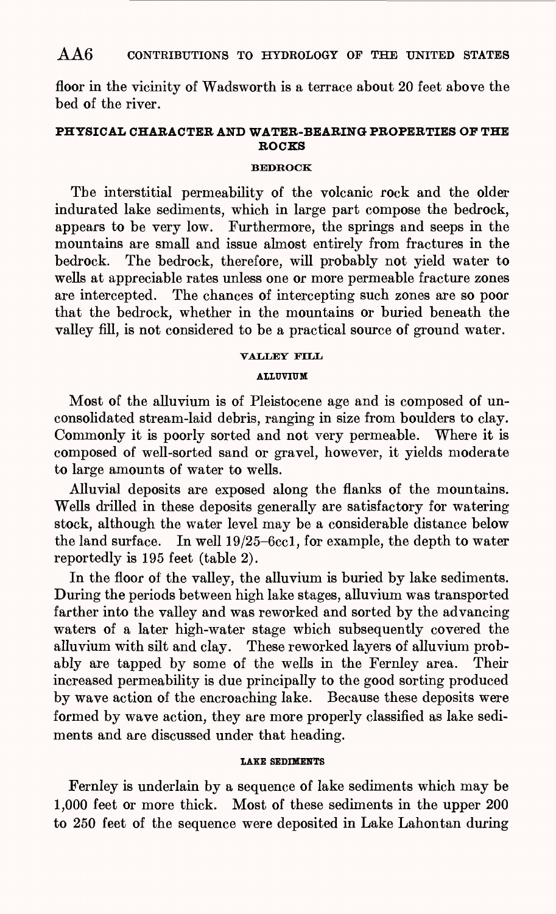floor in the vicinity of Wadsworth is a terrace about 20 feet above the bed of the river.

## PHYSICAL CHARACTER AND WATER-BEARING PROPERTIES OF THE ROCKS

### BEDROCK

The interstitial permeability of the volcanic rock and the older indurated lake sediments, which in large part compose the bedrock, appears to be very low. Furthermore, the springs and seeps in the mountains are small and issue almost entirely from fractures in the bedrock. The bedrock, therefore, will probably not yield water to wells at appreciable rates unless one or more permeable fracture zones are intercepted. The chances of intercepting such zones are so poor that the bedrock, whether in the mountains or buried beneath the valley fill, is not considered to be a practical source of ground water.

### VALLEY FILL

#### ALLUVIUM

Most of the alluvium is of Pleistocene age and is composed of unconsolidated stream-laid debris, ranging in size from boulders to clay. Commonly it is poorly sorted and not very permeable. Where it is composed of well-sorted sand or gravel, however, it yields moderate to large amounts of water to wells.

Alluvial deposits are exposed along the flanks of the mountains. Wells drilled in these deposits generally are satisfactory for watering stock, although the water level may be a considerable distance below the land surface. In well 19/25–6cc1, for example, the depth to water reportedly is 195 feet (table 2).

In the floor of the valley, the alluvium is buried by lake sediments. During the periods between high lake stages, alluvium was transported farther into the valley and was reworked and sorted by the advancing waters of a later high-water stage which subsequently covered the alluvium with silt and clay. These reworked layers of alluvium probably are tapped by some of the wells in the Fernley area. Their increased permeability is due principally to the good sorting produced by wave action of the encroaching lake. Because these deposits were formed by wave action, they are more properly classified as lake sediments and are discussed under that heading.

#### LAKE SEDIMENTS

Fernley is underlain by a sequence of lake sediments which may be 1,000 feet or more thick. Most of these sediments in the upper 200 to 250 feet of the sequence were deposited in Lake Lahontan during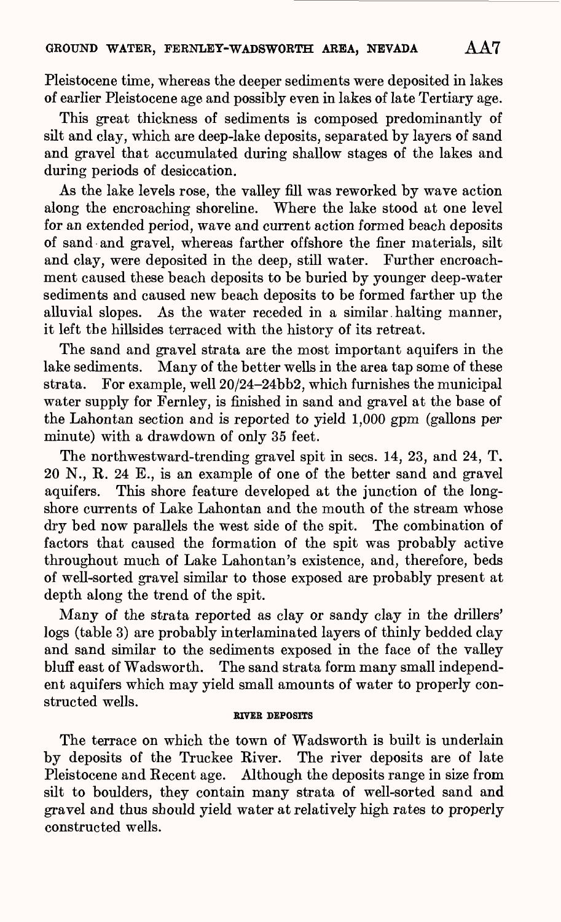Pleistocene time, whereas the deeper sediments were deposited in lakes of earlier Pleistocene age and possibly even in lakes of late Tertiary age.

This great thickness of sediments is composed predominantly of silt and clay, which are deep-lake deposits, separated by layers of sand and gravel that accumulated during shallow stages of the lakes and during periods of desiccation.

As the lake levels rose, the valley fill was reworked by wave action along the encroaching shoreline. Where the lake stood at one level for an extended period, wave and current action formed beach deposits of sand and gravel, whereas farther offshore the finer materials, silt and clay, were deposited in the deep, still water. Further encroachment caused these beach deposits to be buried by younger deep-water sediments and caused new beach deposits to be formed farther up the alluvial slopes. As the water receded in a similar halting manner, it left the hillsides terraced with the history of its retreat.

The sand and gravel strata are the most important aquifers in the lake sediments. Many of the better wells in the area tap some of these strata. For example, well 20/24–24bb2, which furnishes the municipal water supply for Fernley, is finished in sand and gravel at the base of the Lahontan section and is reported to yield 1,000 gpm (gallons per minute) with a drawdown of only 35 feet.

The northwestward-trending gravel spit in secs. 14, 23, and 24, T. 20 N., R. 24 E., is an example of one of the better sand and gravel aquifers. This shore feature developed at the junction of the longshore currents of Lake Lahontan and the mouth of the stream whose dry bed now parallels the west side of the spit. The combination of factors that caused the formation of the spit was probably active throughout much of Lake Lahontan's existence, and, therefore, beds of well-sorted gravel similar to those exposed are probably present at depth along the trend of the spit.

Many of the strata reported as clay or sandy clay in the drillers' logs (table 3) are probably interlaminated layers of thinly bedded clay and sand similar to the sediments exposed in the face of the valley bluff east of Wadsworth. The sand strata form many small independent aquifers which may yield small amounts of water to properly constructed wells.

#### RIVER DEPOSITS

The terrace on which the town of Wadsworth is built is underlain by deposits of the Truckee River. The river deposits are of late Pleistocene and Recent age. Although the deposits range in size from silt to boulders, they contain many strata of well-sorted sand and gravel and thus should yield water at relatively high rates to properly constructed wells.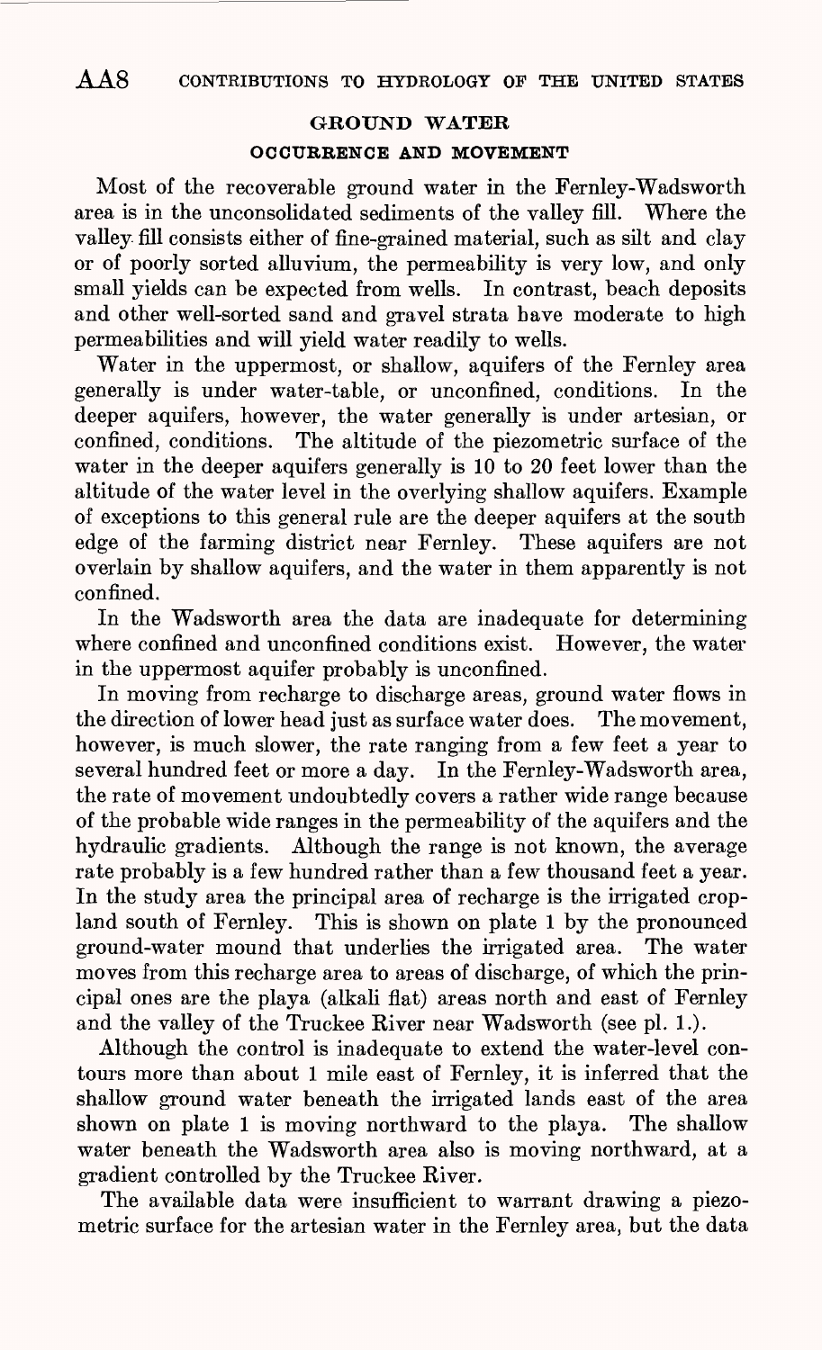## GROUND WATER

### OCCURRENCE AND MOVEMENT

Most of the recoverable ground water in the Fernley-Wadsworth area is in the unconsolidated sediments of the valley fill. Where the valley fill consists either of fine-grained material, such as silt and clay or of poorly sorted alluvium, the permeability is very low, and only small yields can be expected from wells. In contrast, beach deposits and other well-sorted sand and gravel strata have moderate to high permeabilities and will yield water readily to wells.

Water in the uppermost, or shallow, aquifers of the Fernley area generally is under water-table, or unconfined, conditions. In the deeper aquifers, however, the water generally is under artesian, or confined, conditions. The altitude of the piezometric surface of the water in the deeper aquifers generally is 10 to 20 feet lower than the altitude of the water level in the overlying shallow aquifers. Example of exceptions to this general rule are the deeper aquifers at the south edge of the farming district near Fernley. These aquifers are not overlain by shallow aquifers, and the water in them apparently is not confined.

In the Wadsworth area the data are inadequate for determining where confined and unconfined conditions exist. However, the water in the uppermost aquifer probably is unconfined.

In moving from recharge to discharge areas, ground water flows in the direction of lower head just as surface water does. The movement, however, is much slower, the rate ranging from a few feet a year to several hundred feet or more a day. In the Fernley-Wadsworth area, the rate of movement undoubtedly covers a rather wide range because of the probable wide ranges in the permeability of the aquifers and the hydraulic gradients. Although the range is not known, the average rate probably is a few hundred rather than a few thousand feet a year. In the study area the principal area of recharge is the irrigated cropland south of Fernley. This is shown on plate 1 by the pronounced ground-water mound that underlies the irrigated area. The water moves from this recharge area to areas of discharge, of which the principal ones are the playa (alkali flat) areas north and east of Fernley and the valley of the Truckee River near Wadsworth (see pl. 1.).

Although the control is inadequate to extend the water-level contours more than about 1 mile east of Fernley, it is inferred that the shallow ground water beneath the irrigated lands east of the area shown on plate 1 is moving northward to the playa. The shallow water beneath the Wadsworth area also is moving northward, at a gradient controlled by the Truckee River.

The available data were insufficient to warrant drawing a piezometric surface for the artesian water in the Fernley area, but the data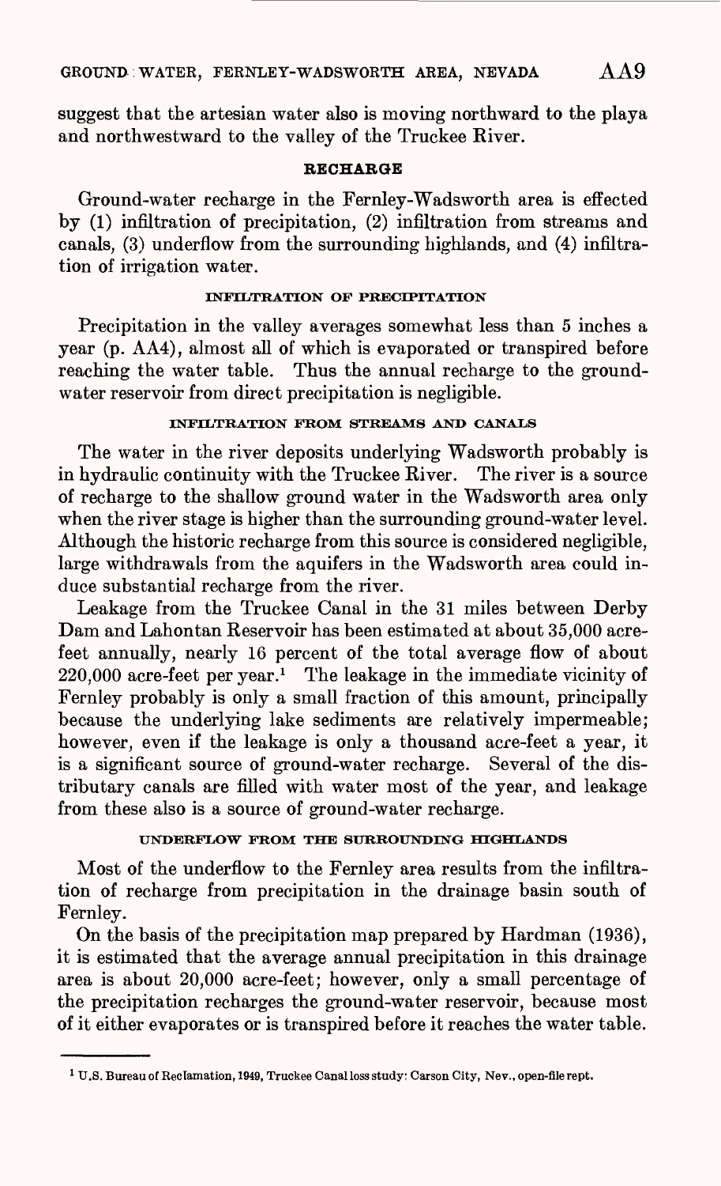suggest that the artesian water also is moving northward to the playa and northwestward to the valley of the Truckee River.

## RECHARGE

Ground-water recharge in the Fernley-Wadsworth area is effected by (1) infiltration of precipitation, (2) infiltration from streams and canals, (3) underflow from the surrounding highlands, and (4) infiltration of irrigation water.

### INFILTRATION OF PRECIPITATION

Precipitation in the valley averages somewhat less than 5 inches a year (p. AA4), almost all of which is evaporated or transpired before reaching the water table. Thus the annual recharge to the ground-water reservoir from direct precipitation is negligible.

### INFILTRATION FROM STREAMS AND CANALS

The water in the river deposits underlying Wadsworth probably is in hydraulic continuity with the Truckee River. The river is a source of recharge to the shallow ground water in the Wadsworth area only when the river stage is higher than the surrounding ground-water level. Although the historic recharge from this source is considered negligible, large withdrawals from the aquifers in the Wadsworth area could induce substantial recharge from the river.

Leakage from the Truckee Canal in the 31 miles between Derby Dam and Lahontan Reservoir has been estimated at about 35,000 acre-feet annually, nearly 16 percent of the total average flow of about 220,000 acre-feet per year.[1] The leakage in the immediate vicinity of Fernley probably is only a small fraction of this amount, principally because the underlying lake sediments are relatively impermeable; however, even if the leakage is only a thousand acre-feet a year, it is a significant source of ground-water recharge. Several of the distributary canals are filled with water most of the year, and leakage from these also is a source of ground-water recharge.

### UNDERFLOW FROM THE SURROUNDING HIGHLANDS

Most of the underflow to the Fernley area results from the infiltration of recharge from precipitation in the drainage basin south of Fernley.

On the basis of the precipitation map prepared by Hardman (1936), it is estimated that the average annual precipitation in this drainage area is about 20,000 acre-feet; however, only a small percentage of the precipitation recharges the ground-water reservoir, because most of it either evaporates or is transpired before it reaches the water table.

---

[1] U.S. Bureau of Reclamation, 1949, Truckee Canal loss study: Carson City, Nev., open-file rept.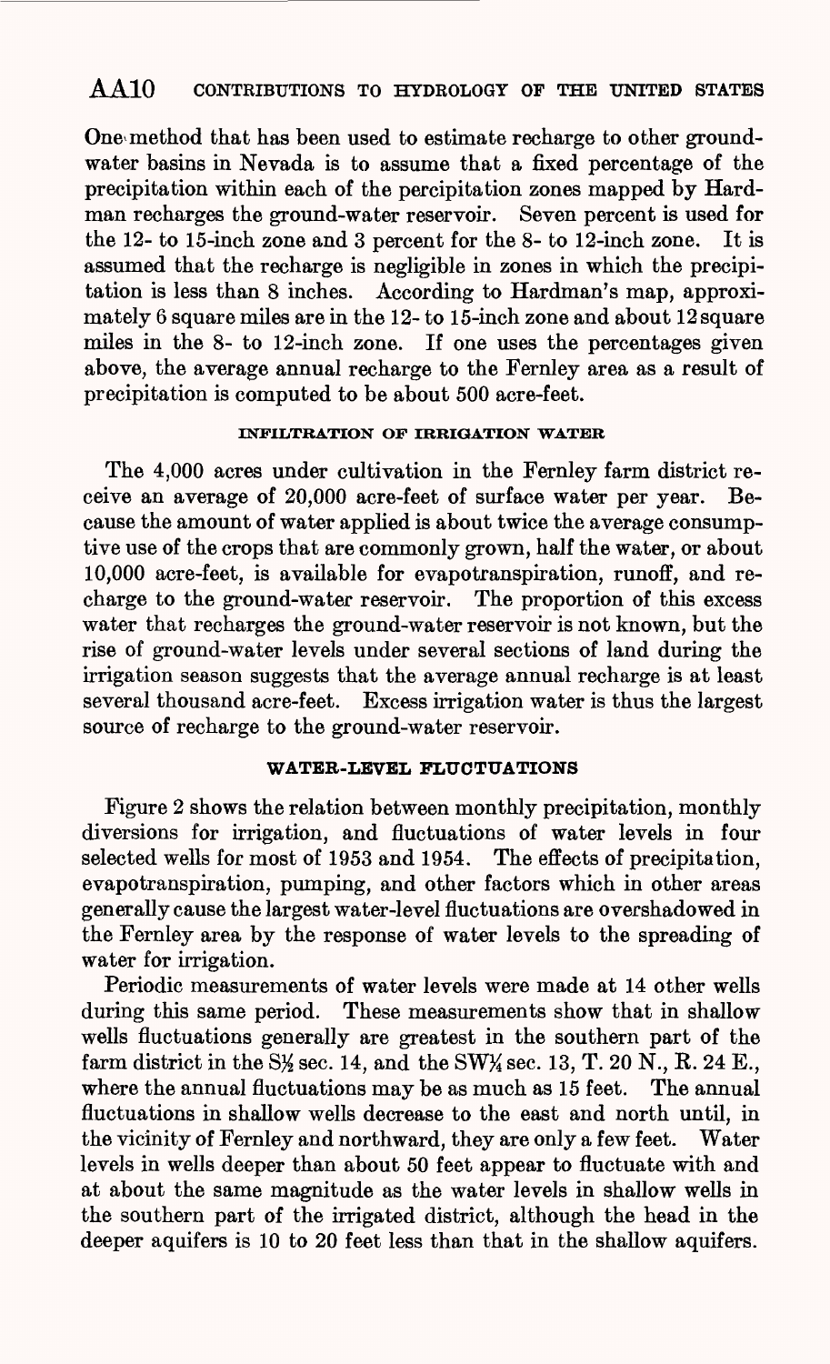One method that has been used to estimate recharge to other ground-water basins in Nevada is to assume that a fixed percentage of the precipitation within each of the percipitation zones mapped by Hardman recharges the ground-water reservoir. Seven percent is used for the 12- to 15-inch zone and 3 percent for the 8- to 12-inch zone. It is assumed that the recharge is negligible in zones in which the precipitation is less than 8 inches. According to Hardman's map, approximately 6 square miles are in the 12- to 15-inch zone and about 12 square miles in the 8- to 12-inch zone. If one uses the percentages given above, the average annual recharge to the Fernley area as a result of precipitation is computed to be about 500 acre-feet.

### INFILTRATION OF IRRIGATION WATER

The 4,000 acres under cultivation in the Fernley farm district receive an average of 20,000 acre-feet of surface water per year. Because the amount of water applied is about twice the average consumptive use of the crops that are commonly grown, half the water, or about 10,000 acre-feet, is available for evapotranspiration, runoff, and recharge to the ground-water reservoir. The proportion of this excess water that recharges the ground-water reservoir is not known, but the rise of ground-water levels under several sections of land during the irrigation season suggests that the average annual recharge is at least several thousand acre-feet. Excess irrigation water is thus the largest source of recharge to the ground-water reservoir.

### WATER-LEVEL FLUCTUATIONS

Figure 2 shows the relation between monthly precipitation, monthly diversions for irrigation, and fluctuations of water levels in four selected wells for most of 1953 and 1954. The effects of precipitation, evapotranspiration, pumping, and other factors which in other areas generally cause the largest water-level fluctuations are overshadowed in the Fernley area by the response of water levels to the spreading of water for irrigation.

Periodic measurements of water levels were made at 14 other wells during this same period. These measurements show that in shallow wells fluctuations generally are greatest in the southern part of the farm district in the S½ sec. 14, and the SW¼ sec. 13, T. 20 N., R. 24 E., where the annual fluctuations may be as much as 15 feet. The annual fluctuations in shallow wells decrease to the east and north until, in the vicinity of Fernley and northward, they are only a few feet. Water levels in wells deeper than about 50 feet appear to fluctuate with and at about the same magnitude as the water levels in shallow wells in the southern part of the irrigated district, although the head in the deeper aquifers is 10 to 20 feet less than that in the shallow aquifers.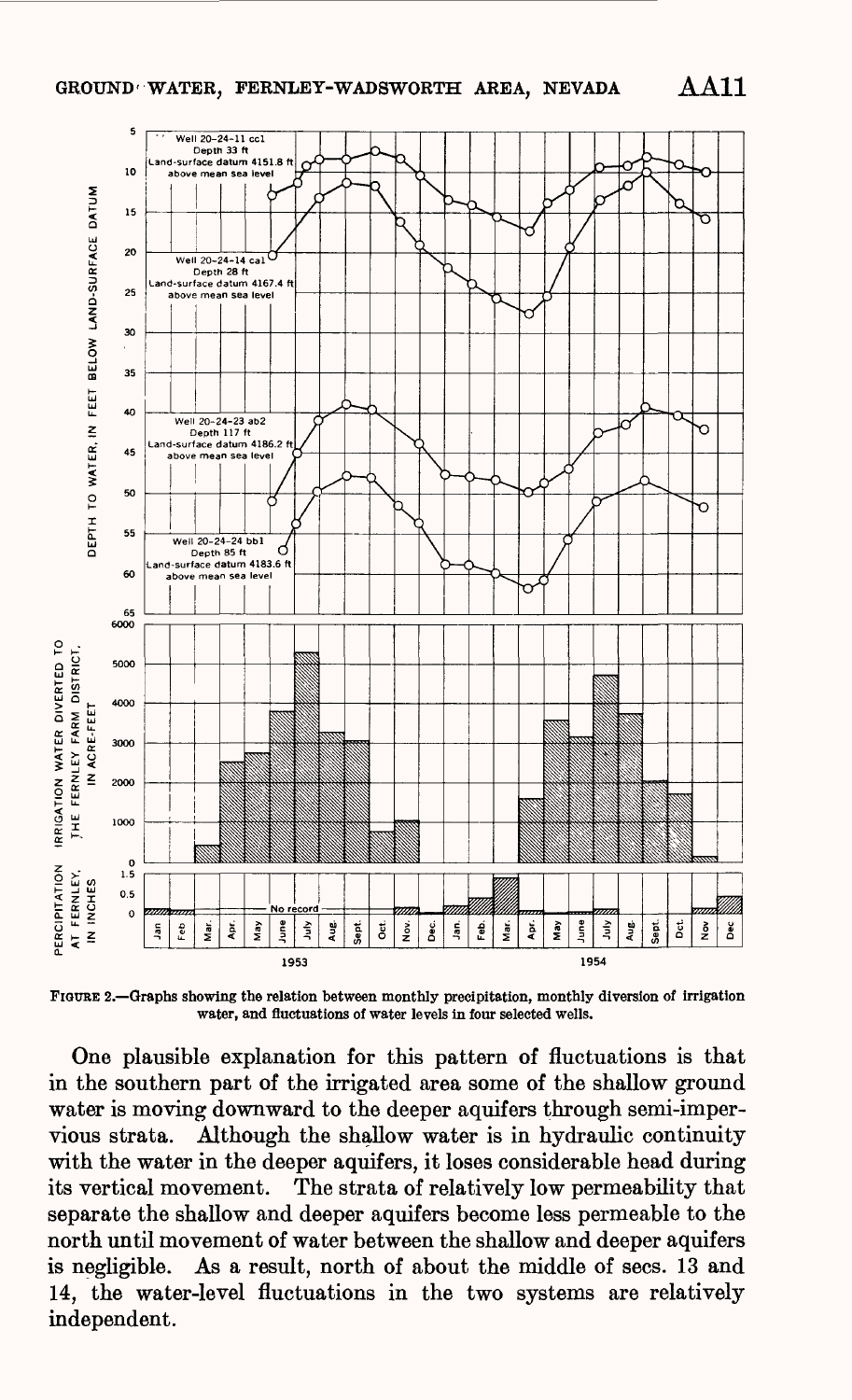FIGURE 2.—Graphs showing the relation between monthly precipitation, monthly diversion of irrigation water, and fluctuations of water levels in four selected wells.

One plausible explanation for this pattern of fluctuations is that in the southern part of the irrigated area some of the shallow ground water is moving downward to the deeper aquifers through semi-impervious strata. Although the shallow water is in hydraulic continuity with the water in the deeper aquifers, it loses considerable head during its vertical movement. The strata of relatively low permeability that separate the shallow and deeper aquifers become less permeable to the north until movement of water between the shallow and deeper aquifers is negligible. As a result, north of about the middle of secs. 13 and 14, the water-level fluctuations in the two systems are relatively independent.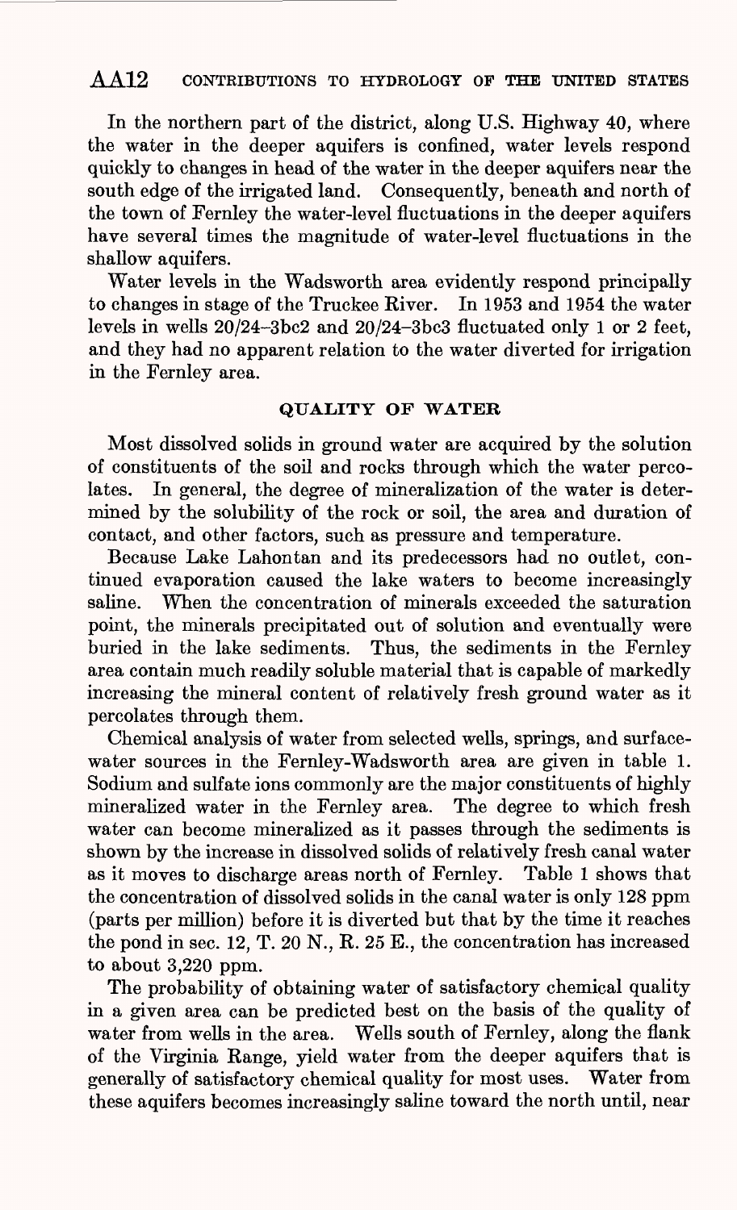In the northern part of the district, along U.S. Highway 40, where the water in the deeper aquifers is confined, water levels respond quickly to changes in head of the water in the deeper aquifers near the south edge of the irrigated land. Consequently, beneath and north of the town of Fernley the water-level fluctuations in the deeper aquifers have several times the magnitude of water-level fluctuations in the shallow aquifers.

Water levels in the Wadsworth area evidently respond principally to changes in stage of the Truckee River. In 1953 and 1954 the water levels in wells 20/24–3bc2 and 20/24–3bc3 fluctuated only 1 or 2 feet, and they had no apparent relation to the water diverted for irrigation in the Fernley area.

## QUALITY OF WATER

Most dissolved solids in ground water are acquired by the solution of constituents of the soil and rocks through which the water percolates. In general, the degree of mineralization of the water is determined by the solubility of the rock or soil, the area and duration of contact, and other factors, such as pressure and temperature.

Because Lake Lahontan and its predecessors had no outlet, continued evaporation caused the lake waters to become increasingly saline. When the concentration of minerals exceeded the saturation point, the minerals precipitated out of solution and eventually were buried in the lake sediments. Thus, the sediments in the Fernley area contain much readily soluble material that is capable of markedly increasing the mineral content of relatively fresh ground water as it percolates through them.

Chemical analysis of water from selected wells, springs, and surface-water sources in the Fernley-Wadsworth area are given in table 1. Sodium and sulfate ions commonly are the major constituents of highly mineralized water in the Fernley area. The degree to which fresh water can become mineralized as it passes through the sediments is shown by the increase in dissolved solids of relatively fresh canal water as it moves to discharge areas north of Fernley. Table 1 shows that the concentration of dissolved solids in the canal water is only 128 ppm (parts per million) before it is diverted but that by the time it reaches the pond in sec. 12, T. 20 N., R. 25 E., the concentration has increased to about 3,220 ppm.

The probability of obtaining water of satisfactory chemical quality in a given area can be predicted best on the basis of the quality of water from wells in the area. Wells south of Fernley, along the flank of the Virginia Range, yield water from the deeper aquifers that is generally of satisfactory chemical quality for most uses. Water from these aquifers becomes increasingly saline toward the north until, near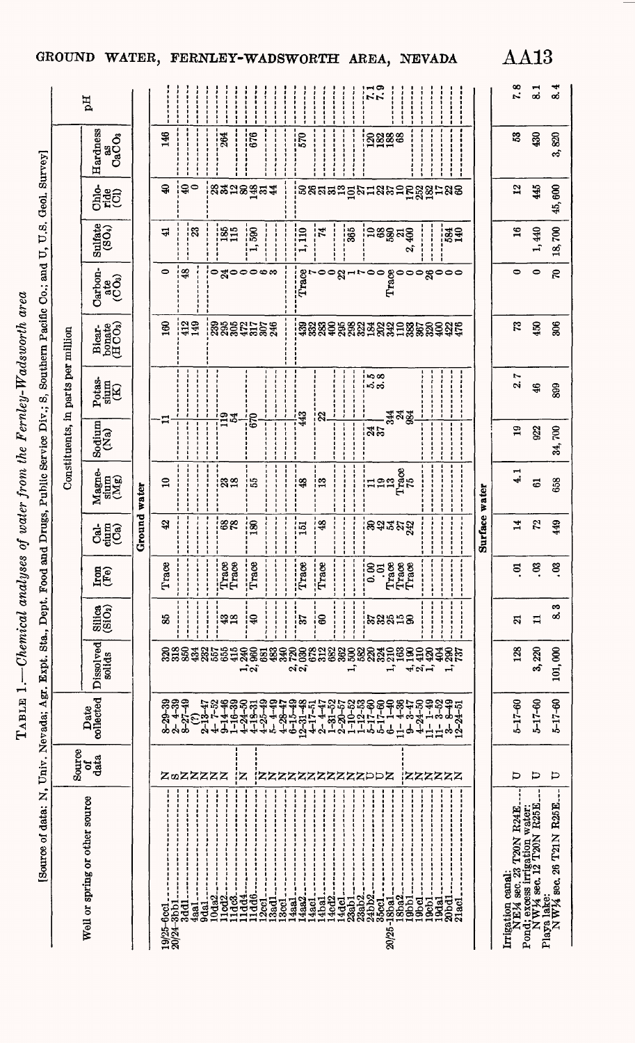TABLE 1.—*Chemical analyses of water from the Fernley-Wadsworth area*

[Source of data: N, Univ. Nevada; Agr. Expt. Sta., Dept. Food and Drugs, Public Service Div.; S, Southern Pacific Co.; and U, U.S. Geol. Survey]

| Well or spring or other source | Source of data | Date collected | Constituents, in parts per million | | | | | | | | | | | | pH |
|---|---|---|---|---|---|---|---|---|---|---|---|---|---|---|---|
| | | | Dissolved solids | Silica ($SiO_2$) | Iron (Fe) | Calcium (Ca) | Magnesium (Mg) | Sodium (Na) | Potassium (K) | Bicarbonate ($HCO_3$) | Carbonate ($CO_3$) | Sulfate ($SO_4$) | Chloride (Cl) | Hardness as $CaCO_3$ | |
| **Ground water** | | | | | | | | | | | | | | | |
| 19/25-6cc1 | N | 8-29-39 | 320 | 85 | Trace | 42 | 10 | 11 | | 160 | 0 | 41 | 40 | 146 | |
| 20/24-3bb1 | S | 2-4-39 | 318 | | | | | | | | | | | | |
| 3dd1 | N | 8-27-49 | 860 | | | | | | | 412 | 48 | | 40 | | |
| 4aa1 | N | (?) | 434 | | | | | | | 149 | | 23 | 0 | | |
| 9da1 | N | 2-13-47 | 232 | | | | | | | | | | | | |
| 10da2 | N | 4-7-52 | 557 | | | | | | | | | | | | |
| 11cd2 | N | 9-14-46 | 655 | 43 | Trace | 68 | 23 | 119 | | 239 | 0 | 185 | 28 | 264 | |
| 11dc3 | N | 1-16-39 | 415 | 18 | Trace | 78 | 18 | 54 | | 296 | 24 | 115 | 34 | | |
| 11dd4 | N | 4-24-50 | 1,240 | | | | | | | 305 | 0 | | 12 | | |
| 11dd6 | N | 4-19-51 | 2,960 | 40 | Trace | 180 | 55 | 670 | | 472 | 0 | 1,590 | 80 | 676 | |
| 12cc1 | N | 4-25-49 | 681 | | | | | | | 317 | 0 | | 148 | | |
| 13ad1 | N | 5-4-49 | 483 | | | | | | | 307 | 6 | | 31 | | |
| 13cc1 | N | 4-28-47 | 340 | | | | | | | 246 | 3 | | 44 | | |
| 14aa1 | N | 6-15-49 | 2,720 | | | | | | | | | | | | |
| 14aa2 | N | 12-31-48 | 2,030 | 37 | Trace | 151 | 48 | 443 | | 439 | Trace | 1,110 | 50 | 570 | |
| 14ac1 | N | 4-17-51 | 678 | | | | | | | 332 | 7 | | 26 | | |
| 14ba1 | N | 2-4-47 | 312 | 60 | Trace | 48 | 13 | 22 | | 283 | 0 | 74 | 21 | | |
| 14cd2 | N | 1-31-52 | 682 | | | | | | | 400 | 0 | | 31 | | |
| 14dc1 | N | 2-20-57 | 362 | | | | | | | 295 | 22 | | 13 | | |
| 23ab1 | N | 1-10-52 | 1,500 | | | | | | | 298 | 1 | | 101 | | |
| 23ab2 | N | 1-12-53 | 582 | | | | | | | 322 | 7 | 385 | 27 | | |
| 24bb2 | U | 5-17-60 | 220 | 37 | 0.00 | 30 | 11 | 24 | 5.5 | 184 | 0 | 10 | 11 | 120 | 7.1 |
| 35cc1 | U | 5-17-60 | 324 | 32 | .01 | 42 | 19 | 37 | 3.8 | 202 | 0 | 68 | 22 | 182 | 7.9 |
| 20/25-18ba1 | N | 6-1-40 | 1,210 | 25 | Trace | 54 | 13 | 344 | | 342 | Trace | 580 | 37 | 188 | |
| 18ba2 | N | 11-4-36 | 163 | 15 | Trace | 27 | Trace | 24 | | 110 | 0 | 21 | 10 | 68 | |
| 19bb1 | N | 9-3-47 | 4,190 | 90 | Trace | 242 | 75 | 984 | | 358 | 0 | 2,400 | 170 | | |
| 19cb1 | N | 4-24-50 | 2,410 | | | | | | | 367 | 0 | | 252 | | |
| 19cb1 | N | 11-1-49 | 1,420 | | | | | | | 320 | 26 | | 182 | | |
| 19da1 | N | 11-3-52 | 404 | | | | | | | 400 | 0 | | 17 | | |
| 20bd1 | N | 3-8-49 | 1,290 | | | | | | | 422 | 0 | 584 | 22 | | |
| 21ac1 | N | 12-24-51 | 737 | | | | | | | 476 | 0 | 140 | 60 | | |
| **Surface water** | | | | | | | | | | | | | | | |
| Irrigation canal: NE¼ sec. 23 T20N R24E | U | 5-17-60 | 128 | 21 | .01 | 14 | 4.1 | 19 | 2.7 | 73 | 0 | 16 | 12 | 53 | 7.8 |
| Pond; excess irrigation water: NW¼ sec. 12 T20N R25E | U | 5-17-60 | 3,220 | 11 | .03 | 72 | 61 | 922 | 46 | 450 | 0 | 1,440 | 445 | 430 | 8.1 |
| Playa lake: NW¼ sec. 26 T21N R25E | U | 5-17-60 | 101,000 | 8.3 | .03 | 449 | 658 | 34,700 | 899 | 306 | 70 | 18,700 | 45,600 | 3,820 | 8.4 |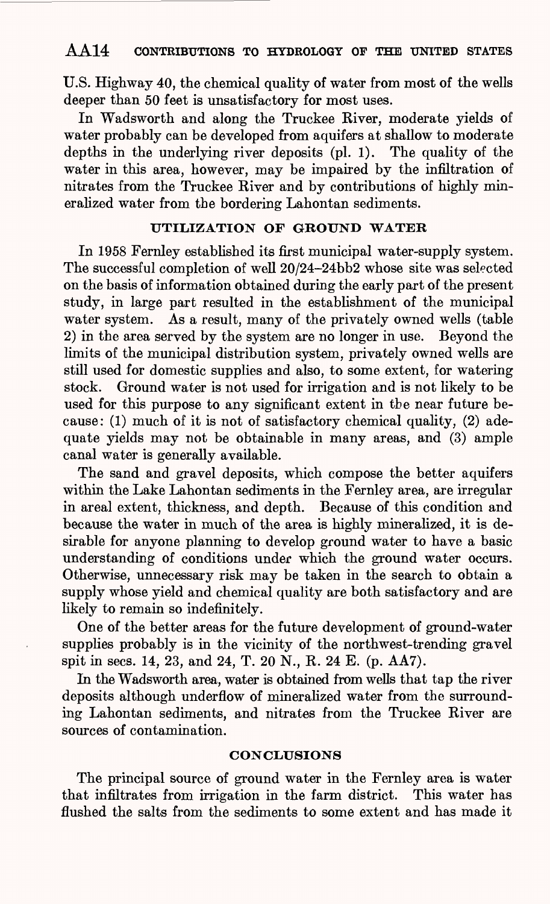U.S. Highway 40, the chemical quality of water from most of the wells deeper than 50 feet is unsatisfactory for most uses.

In Wadsworth and along the Truckee River, moderate yields of water probably can be developed from aquifers at shallow to moderate depths in the underlying river deposits (pl. 1). The quality of the water in this area, however, may be impaired by the infiltration of nitrates from the Truckee River and by contributions of highly mineralized water from the bordering Lahontan sediments.

## UTILIZATION OF GROUND WATER

In 1958 Fernley established its first municipal water-supply system. The successful completion of well 20/24–24bb2 whose site was selected on the basis of information obtained during the early part of the present study, in large part resulted in the establishment of the municipal water system. As a result, many of the privately owned wells (table 2) in the area served by the system are no longer in use. Beyond the limits of the municipal distribution system, privately owned wells are still used for domestic supplies and also, to some extent, for watering stock. Ground water is not used for irrigation and is not likely to be used for this purpose to any significant extent in the near future because: (1) much of it is not of satisfactory chemical quality, (2) adequate yields may not be obtainable in many areas, and (3) ample canal water is generally available.

The sand and gravel deposits, which compose the better aquifers within the Lake Lahontan sediments in the Fernley area, are irregular in areal extent, thickness, and depth. Because of this condition and because the water in much of the area is highly mineralized, it is desirable for anyone planning to develop ground water to have a basic understanding of conditions under which the ground water occurs. Otherwise, unnecessary risk may be taken in the search to obtain a supply whose yield and chemical quality are both satisfactory and are likely to remain so indefinitely.

One of the better areas for the future development of ground-water supplies probably is in the vicinity of the northwest-trending gravel spit in secs. 14, 23, and 24, T. 20 N., R. 24 E. (p. AA7).

In the Wadsworth area, water is obtained from wells that tap the river deposits although underflow of mineralized water from the surrounding Lahontan sediments, and nitrates from the Truckee River are sources of contamination.

## CONCLUSIONS

The principal source of ground water in the Fernley area is water that infiltrates from irrigation in the farm district. This water has flushed the salts from the sediments to some extent and has made it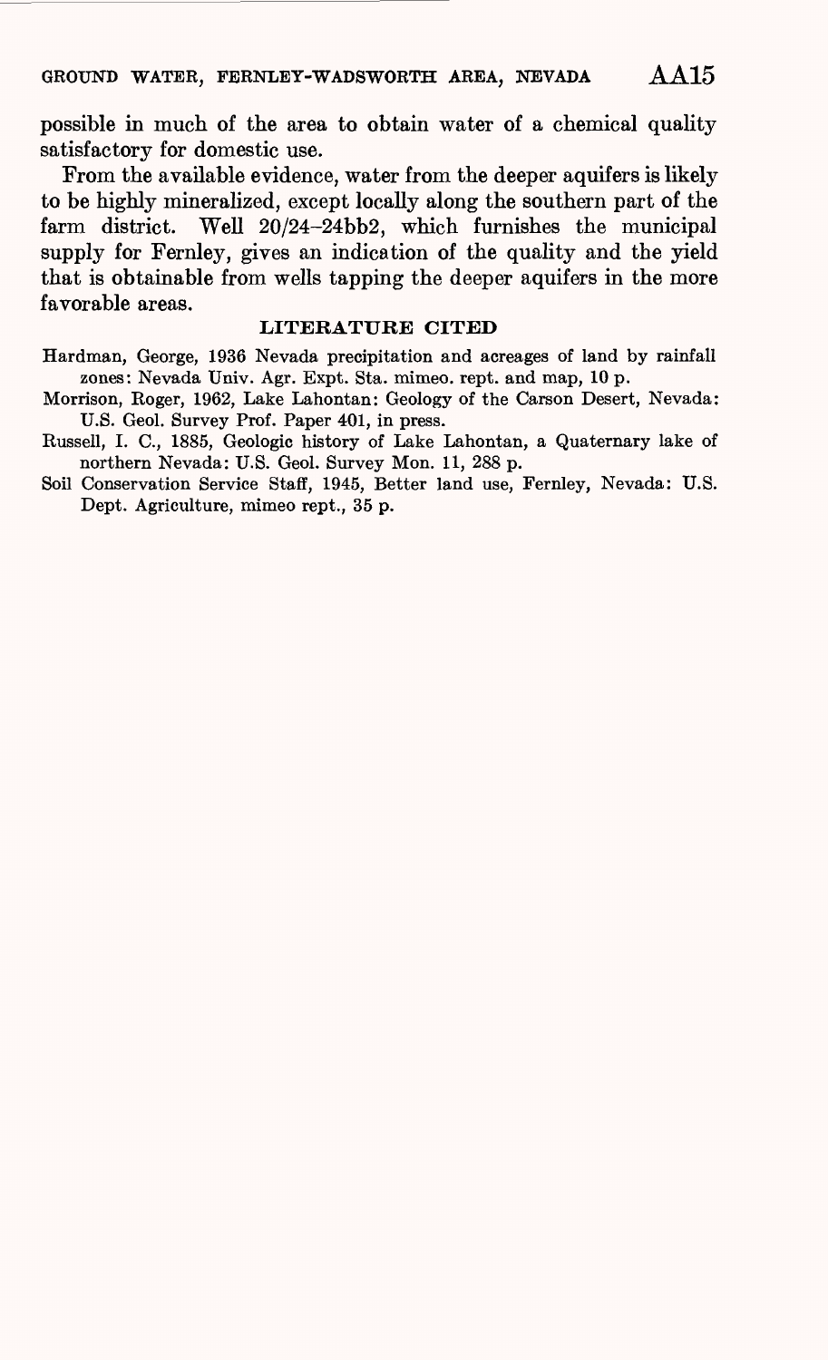possible in much of the area to obtain water of a chemical quality satisfactory for domestic use.

From the available evidence, water from the deeper aquifers is likely to be highly mineralized, except locally along the southern part of the farm district. Well 20/24–24bb2, which furnishes the municipal supply for Fernley, gives an indication of the quality and the yield that is obtainable from wells tapping the deeper aquifers in the more favorable areas.

## LITERATURE CITED

Hardman, George, 1936 Nevada precipitation and acreages of land by rainfall zones: Nevada Univ. Agr. Expt. Sta. mimeo. rept. and map, 10 p.

Morrison, Roger, 1962, Lake Lahontan: Geology of the Carson Desert, Nevada: U.S. Geol. Survey Prof. Paper 401, in press.

Russell, I. C., 1885, Geologic history of Lake Lahontan, a Quaternary lake of northern Nevada: U.S. Geol. Survey Mon. 11, 288 p.

Soil Conservation Service Staff, 1945, Better land use, Fernley, Nevada: U.S. Dept. Agriculture, mimeo rept., 35 p.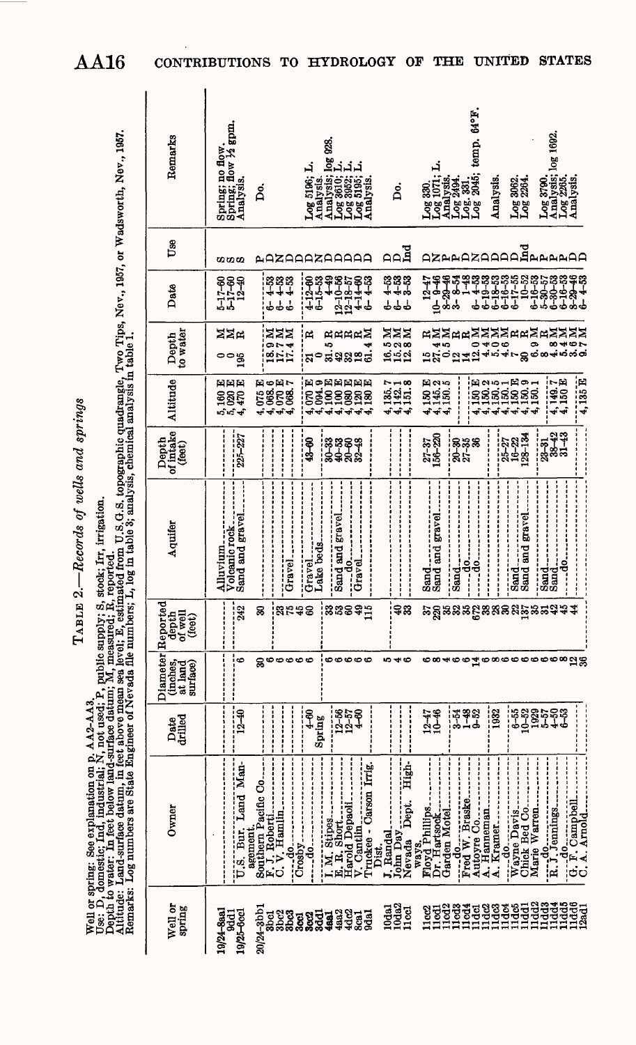TABLE 2.—Records of wells and springs

Well or spring: See explanation on p. AA2-AA3.
Use: D, domestic; Ind, industrial; N, not used; P, public supply; S, stock; Irr, irrigation.
Depth to water: In feet below land-surface datum; M, measured; R, reported.
Altitude: Land-surface datum, in feet above mean sea level; E, estimated from U.S.G.S. topographic quadrangle, Two Tips, Nov., 1957, or Wadsworth, Nov., 1957.
Remarks: Log numbers are State Engineer of Nevada file numbers; L, log in table 3; analysis, chemical analysis in table 1.

| Well or spring | Owner | Date drilled | Diameter (inches, at land surface) | Reported depth of well (feet) | Aquifer | Depth of intake (feet) | Altitude | Depth to water | Date | Use | Remarks |
|---|---|---|---|---|---|---|---|---|---|---|---|
| 19/24-8aa1 | | | | | Alluvium | | 5,160 E | 0 M | 5-17-60 | S | Spring; no flow. |
| 9dd1 | | | | | Volcanic rock | | 5,020 E | 0 M | 5-17-60 | S | Spring; flow ½ gpm. |
| 19/25-6cc1 | U.S. Bur. Land Management | 12-40 | 6 | 242 | Sand and gravel | 225-227 | 4,470 E | 195 R | 12-40 | S | Analysis. |
| 20/24-3bb1 | Southern Pacific Co. | | 30 | 30 | | | | | | P | Do. |
| 3bc1 | F. J. Roberti | | 6 | | | | 4,075 E | 18.9 M | 6-4-53 | N | |
| 3bc2 | C. V. Hamlin | | 6 | 23 | | | 4,068.6 E | 17.7 M | 6-4-53 | D | |
| 3bc3 | ----do---- | | 6 | 75 | | | 4,070 E | 17.4 M | 6-4-53 | D | |
| 3cc1 | Crosby | | 6 | 45 | Gravel | | 4,068.7 | | | D | |
| 3cc2 | ----do---- | 4-60 | 6 | 60 | Gravel | 43-60 | 4,070 E | 21 R | 4-12-60 | D | Log 5196; L. |
| 3dd1 | ----do---- | Spring | | | Lake beds | | 4,094.9 E | 0 | 6-15-53 | N | Analysis. |
| 4aa1 | I. M. Stipes | | 6 | 33 | | 30-33 | 4,100 E | 31.5 R | 4-49 | D | Analysis; log 928. |
| 4aa2 | E. R. Short | 12-56 | 6 | 53 | Sand and gravel | 40-53 | 4,100 E | 42 R | 12-10-56 | D | Log 3610; L. |
| 4dc2 | Harold Depaoli | 12-57 | 6 | 60 | ----do---- | 20-60 | 4,080 E | 32 R | 12-18-57 | D | Log 3952; L. |
| 8ca1 | V. Cantlin | 4-60 | 6 | 49 | Gravel | 32-48 | 4,120 E | 18 R | 4-14-60 | D | Log 5195; L. |
| 9da1 | Truckee - Carson Irrig. Dist. | | 6 | 115 | | | 4,180 E | 61.4 M | 6-4-53 | D | Analysis. |
| 10da1 | J. Randal | | 5 | | | | 4,135.7 | 16.5 M | 6-4-53 | D | |
| 10da2 | John Day | | 4 | 40 | | | 4,142.1 | 15.2 M | 6-4-53 | D | Do. |
| 11cc1 | Nevada Dept. Highways | | 6 | 33 | | | 4,151.8 | 12.8 M | 3-3-53 | Ind | |
| 11cc2 | Floyd Phillips | 12-47 | 6 | 37 | Sand | 27-37 | 4,150 E | 15 R | 12-47 | D | Log 330. |
| 11cd1 | Dr. Hartsock | 10-46 | 8 | 220 | Sand and gravel | 156-220 | 4,145.2 | 27.4 M | 10-9-46 | N | Log 1071; L. |
| 11cd2 | Garden Motel | | 4 | 35 | | | 4,150.5 | 0.5 M | 8-29-46 | P | Analysis. |
| 11cd3 | ----do---- | 3-54 | 6 | 32 | Sand | 20-30 | | 12 R | 3-8-54 | P | Log 2494. |
| 11cd4 | Fred W. Braske | 1-48 | 6 | 35 | ----do---- | 27-35 | | 14 R | 1-48 | D | Log 331. |
| 11dc1 | Autoyre Co. | 9-52 | 14 | 672 | ----do---- | 36 | 4,150 E | 12.0 M | 6-4-53 | N | Log 2045; temp. 64°F. |
| 11dc2 | A. Hanneman | | 6 | 38 | | | 4,150.2 | 4.4 M | 6-19-53 | D | |
| 11dc3 | A. Kramer | 1932 | 8 | 28 | | | 4,150.5 | 5.0 M | 6-18-53 | D | Analysis. |
| 11dc4 | ----do---- | | 6 | | | | 4,150.1 | 7.6 M | 6-16-53 | D | |
| 11dc5 | Wayne Davis | 6-55 | 6 | 30 | Sand | 25-27 | 4,150 E | R | 6-17-55 | D | Log 3062. |
| 11dd1 | Chick Bed Co. | 10-52 | 6 | 22 | Sand and gravel | 16-22 | 4,150.9 | 30 R | 10-52 | Ind | Log 2264. |
| 11dd2 | Marie Warren | 1929 | 6 | 137 | | 128-134 | 4,150.1 | 6.9 M | 6-16-53 | P | |
| 11dd3 | ----do---- | 5-57 | 6 | 35 | Sand | | | R | 5-30-57 | P | Log 3790. |
| 11dd4 | R. J. Jennings | 4-50 | 6 | 31 | Sand | 23-31 | 4,149.7 | 4.8 M | 6-30-53 | P | Analysis; log 1692. |
| 11dd5 | ----do---- | 6-53 | 8 | 42 | ----do---- | 38-42 | 4,150 E | 5.4 M | 6-16-53 | P | Log 2265. |
| 11dd6 | G. F. Campbell | | 12 | 45 | | 31-43 | | 3.6 M | 8-29-46 | D | Analysis. |
| 12ad1 | C. A. Arnold | | 36 | 44 | | | 4,135 E | 9.7 M | 6-4-53 | D | |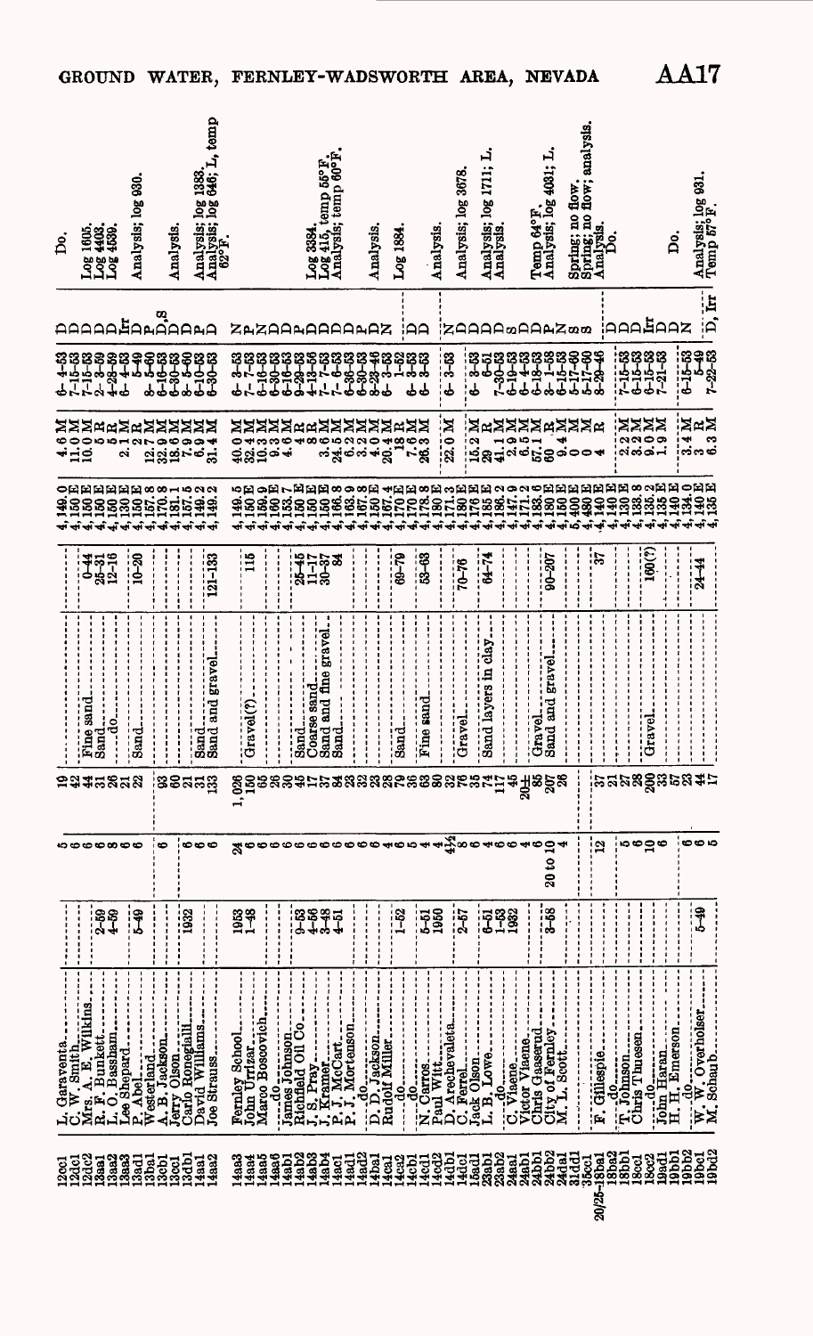| | | | | | | | | | | | |
|---|---|---|---|---|---|---|---|---|---|---|---|
| 12cc1 | L. Garaventa | | 5 | 19 | | | 4,140.0 | 4.6 M | 6-4-53 | D | Do. |
| 12dc1 | C. W. Smith | | 6 | 42 | | | 4,150 E | 11.0 M | 7-15-53 | D | |
| 12dc2 | Mrs. A. E. Wilkins | | 6 | 44 | Fine sand | 0-44 | 4,150 E | 10.0 M | 7-15-53 | D | Log 1605. |
| 13aa1 | R. F. Bunkett | 2-59 | 6 | 31 | Sand | 25-31 | 4,150 E | 8 R | 2-3-59 | D | Log 4403. |
| 13aa2 | L. O. Bassham | 4-59 | 8 | 26 | ....do | 12-16 | 4,150 E | 5 R | 4-28-59 | Ir | Log 4539. |
| 13aa3 | Lee Shepard | | 6 | 21 | | | 4,150 E | 2.1 M | 6-4-53 | D | |
| 13ad1 | P. Abel | 5-49 | 6 | 22 | Sand | 10-20 | 4,150 E | | 5-49 | P | Analysis; log 930. |
| 13ba1 | Westerland | | | | | | 4,157.8 | 12.7 M | 8-5-53 | D,S | |
| 13bd1 | A. B. Jackson | | 6 | 93 | | | 4,157.8 | 32.9 M | 6-30-53 | D | Analysis. |
| 13cb1 | Jerry Olson | | | 60 | | | 4,181.1 | 18.6 M | 8-16-53 | D | |
| 13cc1 | Carlo Roncegialli | 1932 | 6 | 21 | | | 4,157.5 | 7.9 M | 8-6-53 | P | |
| 13db1 | David Williams | | 6 | 31 | Sand | | 4,140.2 | 6.9 M | 8-10-53 | D | Analysis; log 1383. |
| 14aa1 | | | | | | | | | | | |
| 14aa2 | Joe Strauss | | 6 | 133 | Sand and gravel | 121-133 | 4,149.2 | 31.4 M | 6-30-53 | D | Analysis; log 646; L, temp 62°F. |
| 14aa3 | Fernley School | 1953 | 24 | 1,026 | | | 4,149.5 | 40.0 M | 6-3-53 | N | |
| 14aa4 | John Urrizar | 1-48 | 6 | 150 | Gravel(?) | 115 | 4,150 E | 32.4 M | 7-7-53 | P | |
| 14aa5 | Marco Boscovich | | 6 | 55 | | | 4,159.9 | 10.3 M | 6-16-53 | N | |
| 14aa6 | ....do | | 6 | 26 | | | 4,160 E | 9.3 M | 6-30-53 | D | |
| 14ab1 | James Johnson | | 6 | 30 | | | 4,153.7 | 4.6 M | 6-30-53 | D | |
| 14ab2 | Richfield Oil Co. | 9-53 | 6 | 45 | Sand | 25-45 | 4,150 E | 4 R | 9-29-53 | P | |
| 14ab3 | J. S. Pray | 4-56 | 6 | 17 | Coarse sand | 11-17 | 4,150 E | 8 R | 4-13-56 | D | Log 2384. |
| 14ab4 | J. Kramer | 3-48 | 6 | 37 | Sand and fine gravel | 30-37 | 4,166.8 | 3.6 M | 7-7-53 | D | Log 415, temp 55°F. |
| 14ac1 | P. J. McCart | 4-51 | 6 | 84 | Sand | 84 | 4,163.9 | 24.5 M | 6-30-53 | D | Analysis; temp 60°F. |
| 14ad1 | P. J. Mortenson | | 6 | 23 | | | 4,167.8 | 6.2 M | 6-30-53 | D | |
| 14ad2 | ....do | | 6 | 23 | | | 4,150 E | 3.2 M | 6-30-53 | D | Analysis. |
| 14ba1 | D. D. Jackson | | 6 | 23 | | | 4,167.4 | 4.0 M | 8-23-40 | P | |
| 14ca1 | Rudolf Miller | | 4 | 28 | | | 4,170 E | 20.4 M | 6-3-53 | D | |
| 14ca2 | ....do | 1-52 | 6 | 79 | Sand | 69-79 | 4,170 E | 18 R | 1-52 | N | Log 1884. |
| 14cb1 | ....do | | 5 | 36 | | | 4,178.8 | 7.6 M | 6-3-53 | | |
| 14cd1 | N. Carros | 5-51 | 4 | 63 | Fine sand | 53-63 | 4,180 E | 26.3 M | 6-3-53 | D | |
| 14cd2 | Paul Witt | 1950 | 4 | 80 | | | 4,171.3 | | | D | Analysis. |
| 14db1 | D. Arechevaleta | | 4½ | 32 | | | 4,180 E | 22.0 M | 6-3-53 | | |
| 14dc1 | C. Ferrel | 2-57 | 8 | 76 | Gravel | 70-76 | 4,176 E | | | N | Analysis; log 3678. |
| 15ad1 | Jack Olson | | 6 | 35 | | | 4,185 E | 15.2 M | 6-8-53 | D | |
| 23ab1 | L. B. Lowe | 6-51 | 4 | 74 | Sand layers in clay | 64-74 | 4,186.2 | 29 R | 6-51 | D | Analysis; log 1711; L. |
| 23ab2 | ....do | 1-53 | 6 | 117 | | | 4,147.9 | 41.1 M | 7-30-53 | D | Analysis. |
| 24aa1 | C. Viaene | 1962 | 6 | 45 | | | 4,171.2 | 2.9 M | 6-19-53 | S | |
| 24ab1 | Victor Viaene | | 4 | 20± | | | 4,183.6 | 6.5 M | 6-4-53 | D | Temp 64°F. |
| 24bb1 | Chris Gaaserud | | 6 | 85 | Gravel | | 4,180 E | 57.1 M | 6-18-53 | D | |
| 24bb2 | City of Fernley | 3-58 | 20 to 10 | 207 | Sand and gravel | 90-207 | 4,150 E | 60 R | 3-1-58 | P | Analysis; log 4031; L. |
| 24da1 | M. L. Scott | | 4 | 26 | | | 4,160 E | 9.4 M | 6-15-53 | N | |
| 31dd1 | | | | | | | 5,400 E | 0 | 5-17-60 | S | Spring; no flow. |
| 35cc1 | | | | | | | 4,450 E | 0 | 5-17-60 | S | Spring; no flow; analysis. |
| 20/25-18ba1 | F. Gillespie | | 12 | 37 | | 37 | 4,140 E | 4 R | 8-29-46 | | Analysis. |
| 18ba2 | ....do | | 5 | 21 | | | 4,140 E | | | D | Do. |
| 18bb1 | T. Johnson | | 6 | 27 | | | 4,130 E | 2.2 M | 7-15-53 | D | |
| 18cc1 | Chris Thuesen | | 6 | 28 | | | 4,138.8 | 3.2 M | 6-18-53 | D | |
| 18cc2 | ....do | | 10 | 200 | Gravel | 160(?) | 4,136.2 | 9.0 M | 6-16-53 | Ir | |
| 19ad1 | John Haran | | 6 | 33 | | | 4,135 E | 1.9 M | 7-21-53 | D | Do. |
| 19bb1 | H. H. Emerson | | | 57 | | | 4,140 E | | | N | |
| 19bb2 | ....do | | 6 | 23 | | | 4,134.0 | 3.4 M | 6-15-53 | D | |
| 19bc1 | W. W. Overholser | 5-49 | 6 | 44 | | 24-44 | 4,140 E | 3 R | 5-49 | N | Analysis; log 931. |
| 19bc2 | M. Schaub | | 5 | 17 | | | 4,135 E | 6.3 M | 7-22-53 | D, Ir | Temp 57°F. |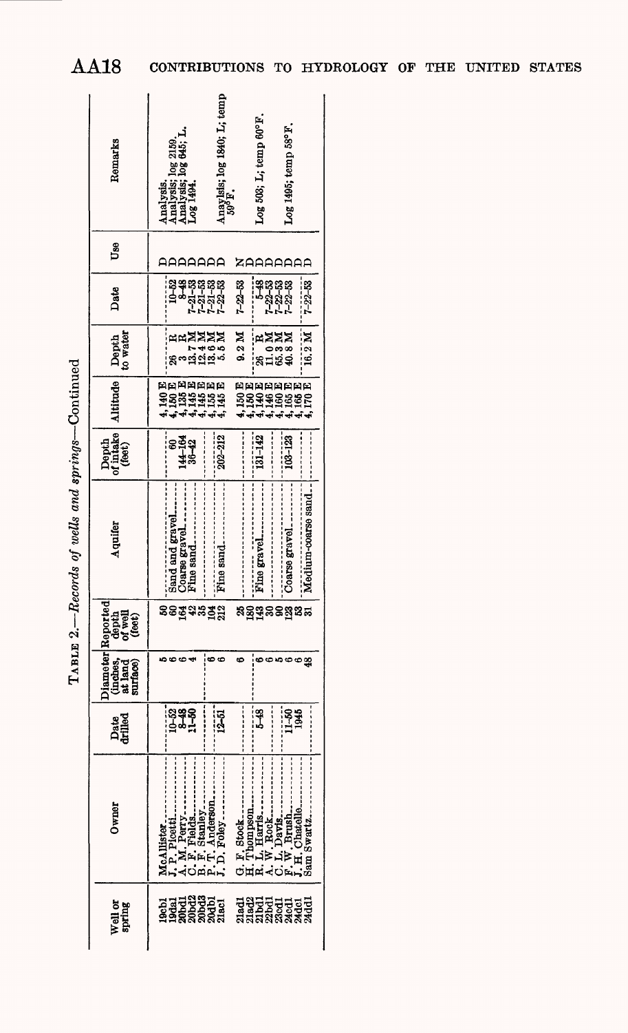TABLE 2.—*Records of wells and springs*—Continued

| Well or spring | Owner | Date drilled | Diameter (inches, at land surface) | Reported depth of well (feet) | Aquifer | Depth of intake (feet) | Altitude | Depth to water | Date | Use | Remarks |
|---|---|---|---|---|---|---|---|---|---|---|---|
| 19cb1 | McAllister | | 5 | 50 | | | 4,140 E | | | | Analysis. |
| 19da1 | J. P. Picotti | 10-52 | 6 | 60 | Sand and gravel | 60 | 4,150 E | 26 R | 10-52 | D | Analysis; log 2159. |
| 20bd1 | A. M. Perry | 8-48 | 6 | 164 | Coarse gravel | 144-164 | 4,135 E | 3 R | 8-48 | D | Analysis; log 645; L. |
| 20bd2 | C. F. Fields | 11-50 | 4 | 42 | Fine sand | 36-42 | 4,145 E | 13.7 M | 7-21-53 | D | Log 1494. |
| 20bd3 | B. F. Stanley | | | 35 | | | 4,145 E | 12.4 M | 7-21-53 | D | |
| 20db1 | P. T. Anderson | | 6 | 104 | | | 4,155 E | 13.6 M | 7-21-53 | D | |
| 21ac1 | J. D. Foley | 12-51 | 6 | 212 | Fine sand | 202-212 | 4,145 E | 5.5 M | 7-22-53 | D | Anaylsis; log 1840; L; temp 59°F. |
| 21ad1 | G. F. Stock | | 6 | 25 | | | 4,150 E | 9.2 M | 7-22-53 | N | |
| 21ad2 | H. Thompson | | | 180 | | | 4,150 E | | | D | |
| 21bd1 | R. L. Harris | 5-48 | 6 | 143 | Fine gravel | 131-142 | 4,140 E | 26 R | 5-48 | D | Log 503; L; temp 60°F. |
| 22bd1 | A. W. Rock | | 6 | 30 | | | 4,146 E | 11.0 M | 7-22-53 | D | |
| 23cd1 | C. L. Davis | | 5 | 90 | | | 4,160 E | 65.3 M | 7-22-53 | D | |
| 24cd1 | F. W. Brush | 11-50 | 6 | 123 | Coarse gravel | 103-123 | 4,165 E | 40.8 M | 7-22-53 | D | Log 1495; temp 58°F. |
| 24dc1 | J. H. Chatelle | 1945 | 6 | 63 | | | 4,165 E | | | D | |
| 24dd1 | Sam Swartz | | 48 | 31 | Medium-coarse sand | | 4,170 E | 16.2 M | 7-22-53 | D | |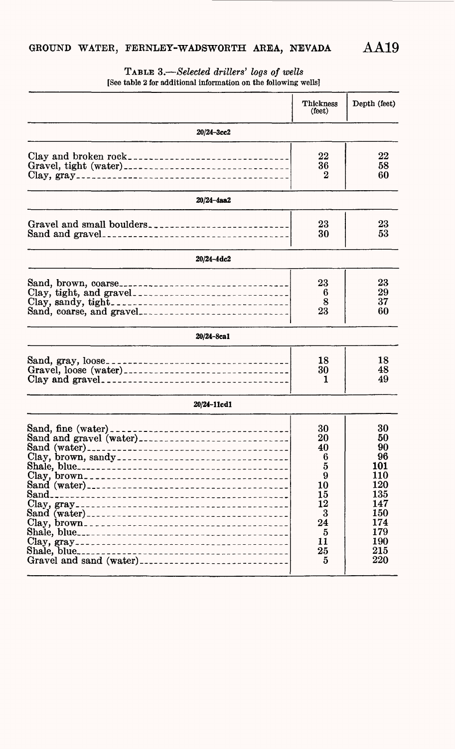TABLE 3.—*Selected drillers' logs of wells*
[See table 2 for additional information on the following wells]

| | Thickness (feet) | Depth (feet) |
|---|---|---|
| **20/24-3cc2** | | |
| Clay and broken rock | 22 | 22 |
| Gravel, tight (water) | 36 | 58 |
| Clay, gray | 2 | 60 |
| **20/24-4aa2** | | |
| Gravel and small boulders | 23 | 23 |
| Sand and gravel | 30 | 53 |
| **20/24-4dc2** | | |
| Sand, brown, coarse | 23 | 23 |
| Clay, tight, and gravel | 6 | 29 |
| Clay, sandy, tight | 8 | 37 |
| Sand, coarse, and gravel | 23 | 60 |
| **20/24-8ca1** | | |
| Sand, gray, loose | 18 | 18 |
| Gravel, loose (water) | 30 | 48 |
| Clay and gravel | 1 | 49 |
| **20/24-11cd1** | | |
| Sand, fine (water) | 30 | 30 |
| Sand and gravel (water) | 20 | 50 |
| Sand (water) | 40 | 90 |
| Clay, brown, sandy | 6 | 96 |
| Shale, blue | 5 | 101 |
| Clay, brown | 9 | 110 |
| Sand (water) | 10 | 120 |
| Sand | 15 | 135 |
| Clay, gray | 12 | 147 |
| Sand (water) | 3 | 150 |
| Clay, brown | 24 | 174 |
| Shale, blue | 5 | 179 |
| Clay, gray | 11 | 190 |
| Shale, blue | 25 | 215 |
| Gravel and sand (water) | 5 | 220 |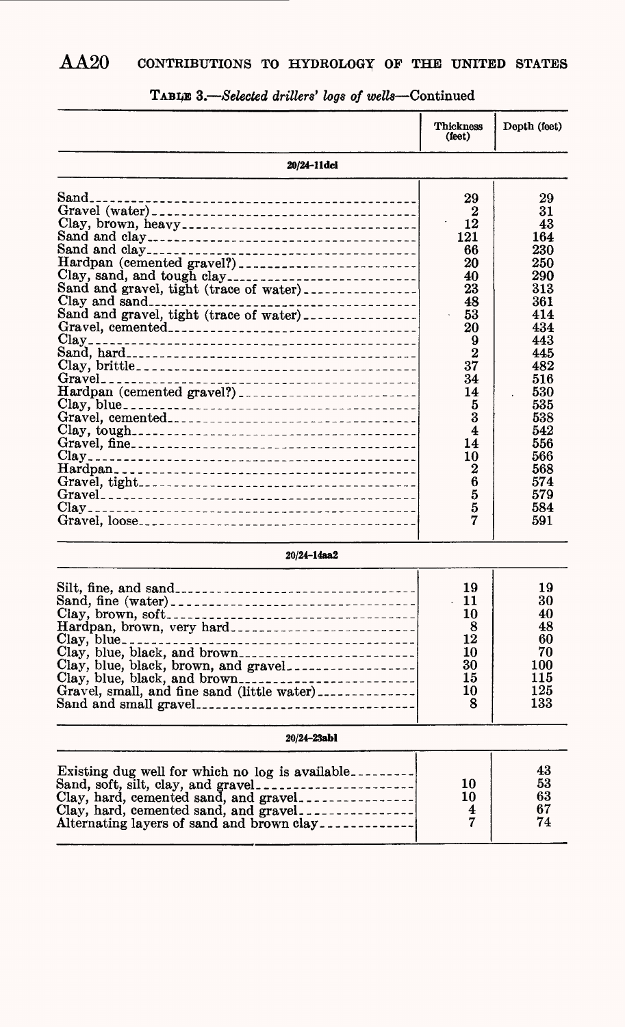TABLE 3.—*Selected drillers' logs of wells*—Continued

| | Thickness (feet) | Depth (feet) |
|---|---|---|
| **20/24-11dc1** | | |
| Sand | 29 | 29 |
| Gravel (water) | 2 | 31 |
| Clay, brown, heavy | 12 | 43 |
| Sand and clay | 121 | 164 |
| Sand and clay | 66 | 230 |
| Hardpan (cemented gravel?) | 20 | 250 |
| Clay, sand, and tough clay | 40 | 290 |
| Sand and gravel, tight (trace of water) | 23 | 313 |
| Clay and sand | 48 | 361 |
| Sand and gravel, tight (trace of water) | 53 | 414 |
| Gravel, cemented | 20 | 434 |
| Clay | 9 | 443 |
| Sand, hard | 2 | 445 |
| Clay, brittle | 37 | 482 |
| Gravel | 34 | 516 |
| Hardpan (cemented gravel?) | 14 | 530 |
| Clay, blue | 5 | 535 |
| Gravel, cemented | 3 | 538 |
| Clay, tough | 4 | 542 |
| Gravel, fine | 14 | 556 |
| Clay | 10 | 566 |
| Hardpan | 2 | 568 |
| Gravel, tight | 6 | 574 |
| Gravel | 5 | 579 |
| Clay | 5 | 584 |
| Gravel, loose | 7 | 591 |
| **20/24-14aa2** | | |
| Silt, fine, and sand | 19 | 19 |
| Sand, fine (water) | 11 | 30 |
| Clay, brown, soft | 10 | 40 |
| Hardpan, brown, very hard | 8 | 48 |
| Clay, blue | 12 | 60 |
| Clay, blue, black, and brown | 10 | 70 |
| Clay, blue, black, brown, and gravel | 30 | 100 |
| Clay, blue, black, and brown | 15 | 115 |
| Gravel, small, and fine sand (little water) | 10 | 125 |
| Sand and small gravel | 8 | 133 |
| **20/24-23ab1** | | |
| Existing dug well for which no log is available | | 43 |
| Sand, soft, silt, clay, and gravel | 10 | 53 |
| Clay, hard, cemented sand, and gravel | 10 | 63 |
| Clay, hard, cemented sand, and gravel | 4 | 67 |
| Alternating layers of sand and brown clay | 7 | 74 |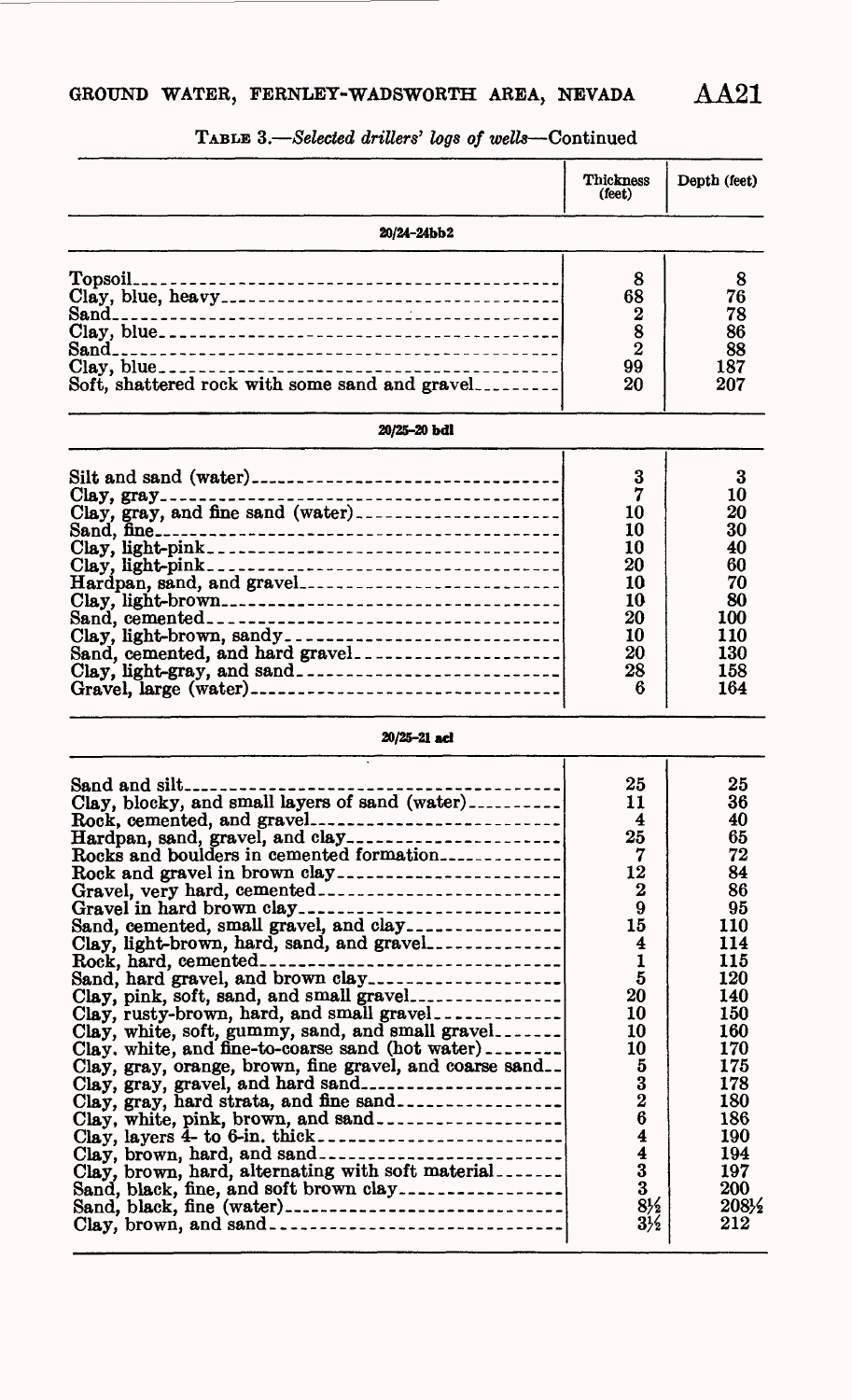TABLE 3.—*Selected drillers' logs of wells*—Continued

| | Thickness (feet) | Depth (feet) |
|---|---|---|
| **20/24-24bb2** | | |
| Topsoil | 8 | 8 |
| Clay, blue, heavy | 68 | 76 |
| Sand | 2 | 78 |
| Clay, blue | 8 | 86 |
| Sand | 2 | 88 |
| Clay, blue | 99 | 187 |
| Soft, shattered rock with some sand and gravel | 20 | 207 |
| **20/25-20 bd1** | | |
| Silt and sand (water) | 3 | 3 |
| Clay, gray | 7 | 10 |
| Clay, gray, and fine sand (water) | 10 | 20 |
| Sand, fine | 10 | 30 |
| Clay, light-pink | 10 | 40 |
| Clay, light-pink | 20 | 60 |
| Hardpan, sand, and gravel | 10 | 70 |
| Clay, light-brown | 10 | 80 |
| Sand, cemented | 20 | 100 |
| Clay, light-brown, sandy | 10 | 110 |
| Sand, cemented, and hard gravel | 20 | 130 |
| Clay, light-gray, and sand | 28 | 158 |
| Gravel, large (water) | 6 | 164 |
| **20/25-21 ac1** | | |
| Sand and silt | 25 | 25 |
| Clay, blocky, and small layers of sand (water) | 11 | 36 |
| Rock, cemented, and gravel | 4 | 40 |
| Hardpan, sand, gravel, and clay | 25 | 65 |
| Rocks and boulders in cemented formation | 7 | 72 |
| Rock and gravel in brown clay | 12 | 84 |
| Gravel, very hard, cemented | 2 | 86 |
| Gravel in hard brown clay | 9 | 95 |
| Sand, cemented, small gravel, and clay | 15 | 110 |
| Clay, light-brown, hard, sand, and gravel | 4 | 114 |
| Rock, hard, cemented | 1 | 115 |
| Sand, hard gravel, and brown clay | 5 | 120 |
| Clay, pink, soft, sand, and small gravel | 20 | 140 |
| Clay, rusty-brown, hard, and small gravel | 10 | 150 |
| Clay, white, soft, gummy, sand, and small gravel | 10 | 160 |
| Clay, white, and fine-to-coarse sand (hot water) | 10 | 170 |
| Clay, gray, orange, brown, fine gravel, and coarse sand | 5 | 175 |
| Clay, gray, gravel, and hard sand | 3 | 178 |
| Clay, gray, hard strata, and fine sand | 2 | 180 |
| Clay, white, pink, brown, and sand | 6 | 186 |
| Clay, layers 4- to 6-in. thick | 4 | 190 |
| Clay, brown, hard, and sand | 4 | 194 |
| Clay, brown, hard, alternating with soft material | 3 | 197 |
| Sand, black, fine, and soft brown clay | 3 | 200 |
| Sand, black, fine (water) | 8½ | 208½ |
| Clay, brown, and sand | 3½ | 212 |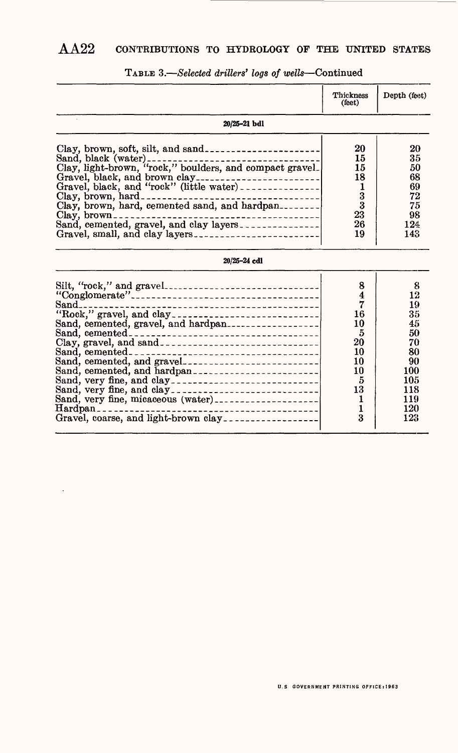TABLE 3.—*Selected drillers' logs of wells*—Continued

| | Thickness (feet) | Depth (feet) |
|---|---|---|
| **20/25-21 bdl** | | |
| Clay, brown, soft, silt, and sand | 20 | 20 |
| Sand, black (water) | 15 | 35 |
| Clay, light-brown, "rock," boulders, and compact gravel | 15 | 50 |
| Gravel, black, and brown clay | 18 | 68 |
| Gravel, black, and "rock" (little water) | 1 | 69 |
| Clay, brown, hard | 3 | 72 |
| Clay, brown, hard, cemented sand, and hardpan | 3 | 75 |
| Clay, brown | 23 | 98 |
| Sand, cemented, gravel, and clay layers | 26 | 124 |
| Gravel, small, and clay layers | 19 | 143 |
| **20/25-24 cdl** | | |
| Silt, "rock," and gravel | 8 | 8 |
| "Conglomerate" | 4 | 12 |
| Sand | 7 | 19 |
| "Rock," gravel, and clay | 16 | 35 |
| Sand, cemented, gravel, and hardpan | 10 | 45 |
| Sand, cemented | 5 | 50 |
| Clay, gravel, and sand | 20 | 70 |
| Sand, cemented | 10 | 80 |
| Sand, cemented, and gravel | 10 | 90 |
| Sand, cemented, and hardpan | 10 | 100 |
| Sand, very fine, and clay | 5 | 105 |
| Sand, very fine, and clay | 13 | 118 |
| Sand, very fine, micaceous (water) | 1 | 119 |
| Hardpan | 1 | 120 |
| Gravel, coarse, and light-brown clay | 3 | 123 |